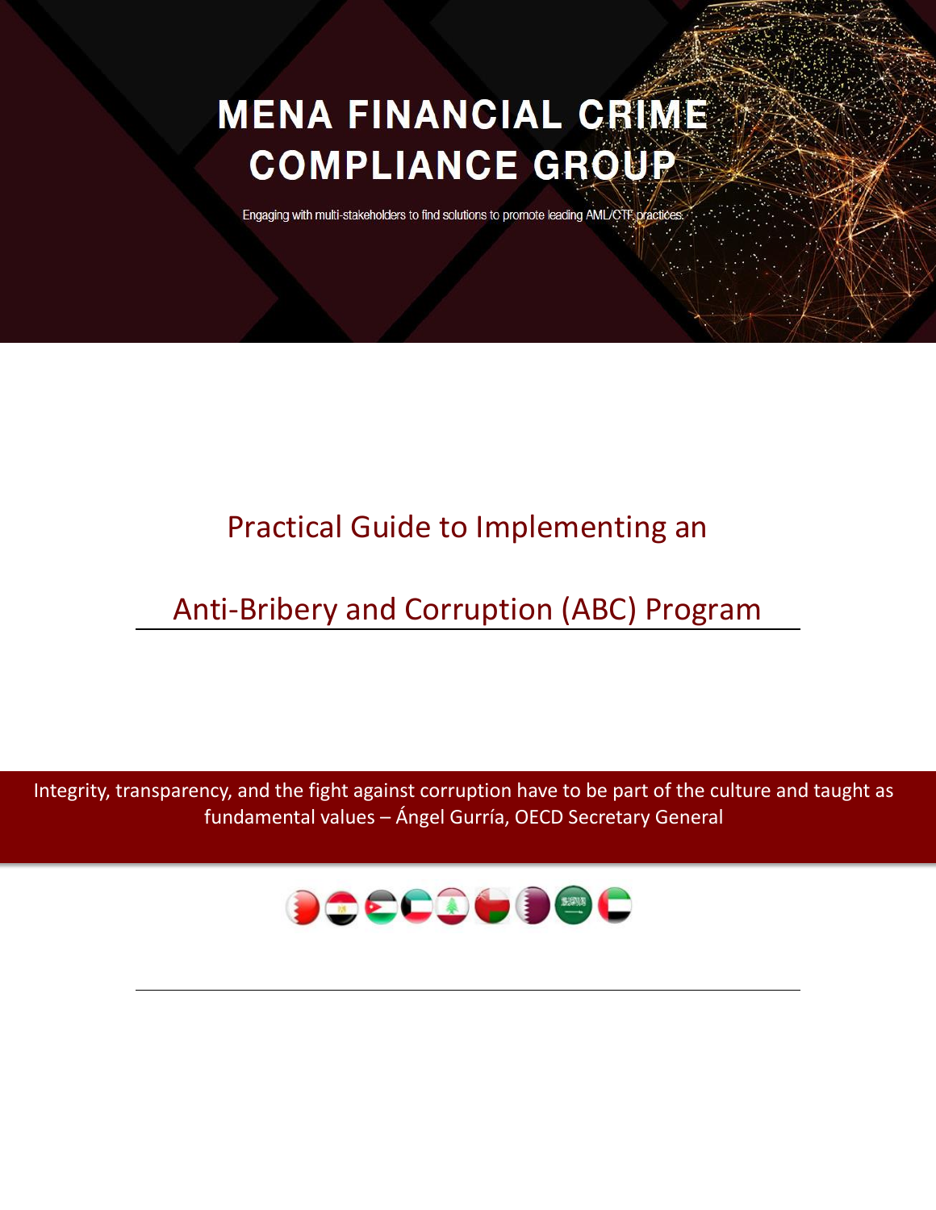# MENA FINANCIAL CRIME COMPLIANCE GROUP

Engaging with multi-stakeholders to find solutions to promote leading AML/CTF practices.

## Practical Guide to Implementing an

## Anti-Bribery and Corruption (ABC) Program

Integrity, transparency, and the fight against corruption have to be part of the culture and taught as fundamental values – Ángel Gurría, OECD Secretary General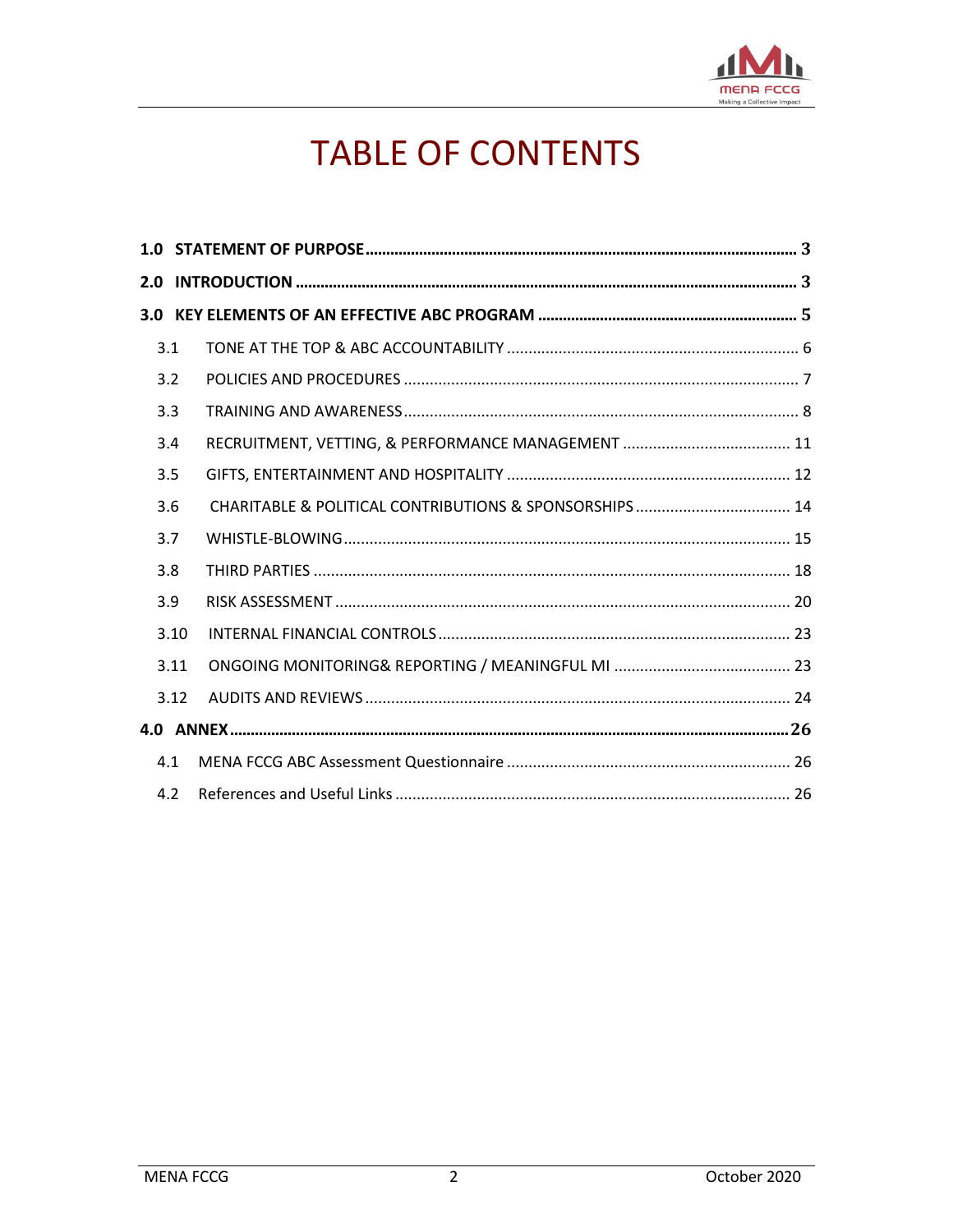# TABLE OF CONTENTS

**1.0 STATEMENT OF PURPOSE** ........ **3**

**2.0 INTRODUCTION** ........ **3**

**3.0 KEY ELEMENTS OF AN EFFECTIVE ABC PROGRAM** ........ **5**

- 3.1 TONE AT THE TOP & ABC ACCOUNTABILITY ........ 6
- 3.2 POLICIES AND PROCEDURES ........ 7
- 3.3 TRAINING AND AWARENESS ........ 8
- 3.4 RECRUITMENT, VETTING, & PERFORMANCE MANAGEMENT ........ 11
- 3.5 GIFTS, ENTERTAINMENT AND HOSPITALITY ........ 12
- 3.6 CHARITABLE & POLITICAL CONTRIBUTIONS & SPONSORSHIPS ........ 14
- 3.7 WHISTLE-BLOWING ........ 15
- 3.8 THIRD PARTIES ........ 18
- 3.9 RISK ASSESSMENT ........ 20
- 3.10 INTERNAL FINANCIAL CONTROLS ........ 23
- 3.11 ONGOING MONITORING& REPORTING / MEANINGFUL MI ........ 23
- 3.12 AUDITS AND REVIEWS ........ 24

**4.0 ANNEX** ........ **26**

- 4.1 MENA FCCG ABC Assessment Questionnaire ........ 26
- 4.2 References and Useful Links ........ 26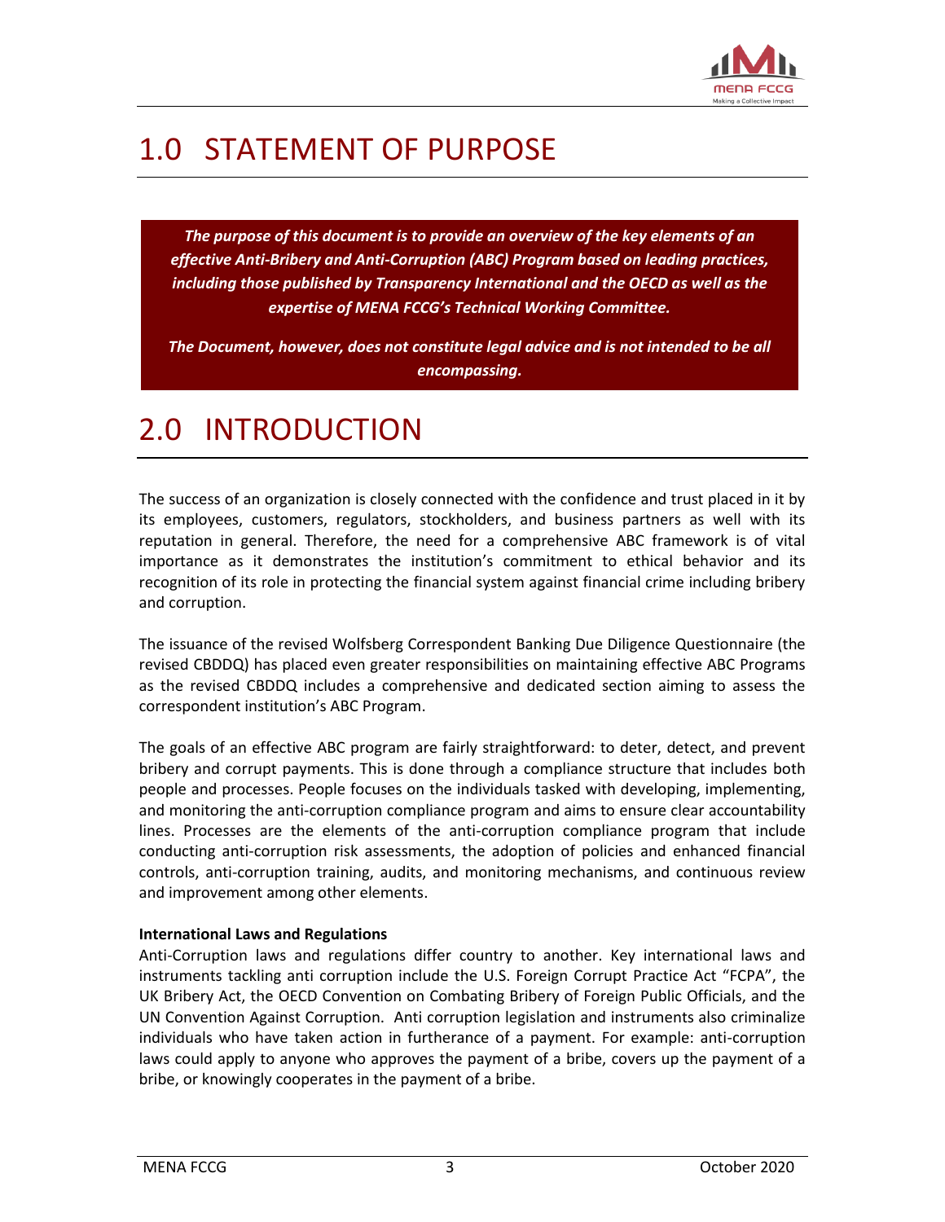# 1.0 STATEMENT OF PURPOSE

***The purpose of this document is to provide an overview of the key elements of an effective Anti-Bribery and Anti-Corruption (ABC) Program based on leading practices, including those published by Transparency International and the OECD as well as the expertise of MENA FCCG's Technical Working Committee.***

***The Document, however, does not constitute legal advice and is not intended to be all encompassing.***

# 2.0 INTRODUCTION

The success of an organization is closely connected with the confidence and trust placed in it by its employees, customers, regulators, stockholders, and business partners as well with its reputation in general. Therefore, the need for a comprehensive ABC framework is of vital importance as it demonstrates the institution's commitment to ethical behavior and its recognition of its role in protecting the financial system against financial crime including bribery and corruption.

The issuance of the revised Wolfsberg Correspondent Banking Due Diligence Questionnaire (the revised CBDDQ) has placed even greater responsibilities on maintaining effective ABC Programs as the revised CBDDQ includes a comprehensive and dedicated section aiming to assess the correspondent institution's ABC Program.

The goals of an effective ABC program are fairly straightforward: to deter, detect, and prevent bribery and corrupt payments. This is done through a compliance structure that includes both people and processes. People focuses on the individuals tasked with developing, implementing, and monitoring the anti-corruption compliance program and aims to ensure clear accountability lines. Processes are the elements of the anti-corruption compliance program that include conducting anti-corruption risk assessments, the adoption of policies and enhanced financial controls, anti-corruption training, audits, and monitoring mechanisms, and continuous review and improvement among other elements.

**International Laws and Regulations**

Anti-Corruption laws and regulations differ country to another. Key international laws and instruments tackling anti corruption include the U.S. Foreign Corrupt Practice Act "FCPA", the UK Bribery Act, the OECD Convention on Combating Bribery of Foreign Public Officials, and the UN Convention Against Corruption. Anti corruption legislation and instruments also criminalize individuals who have taken action in furtherance of a payment. For example: anti-corruption laws could apply to anyone who approves the payment of a bribe, covers up the payment of a bribe, or knowingly cooperates in the payment of a bribe.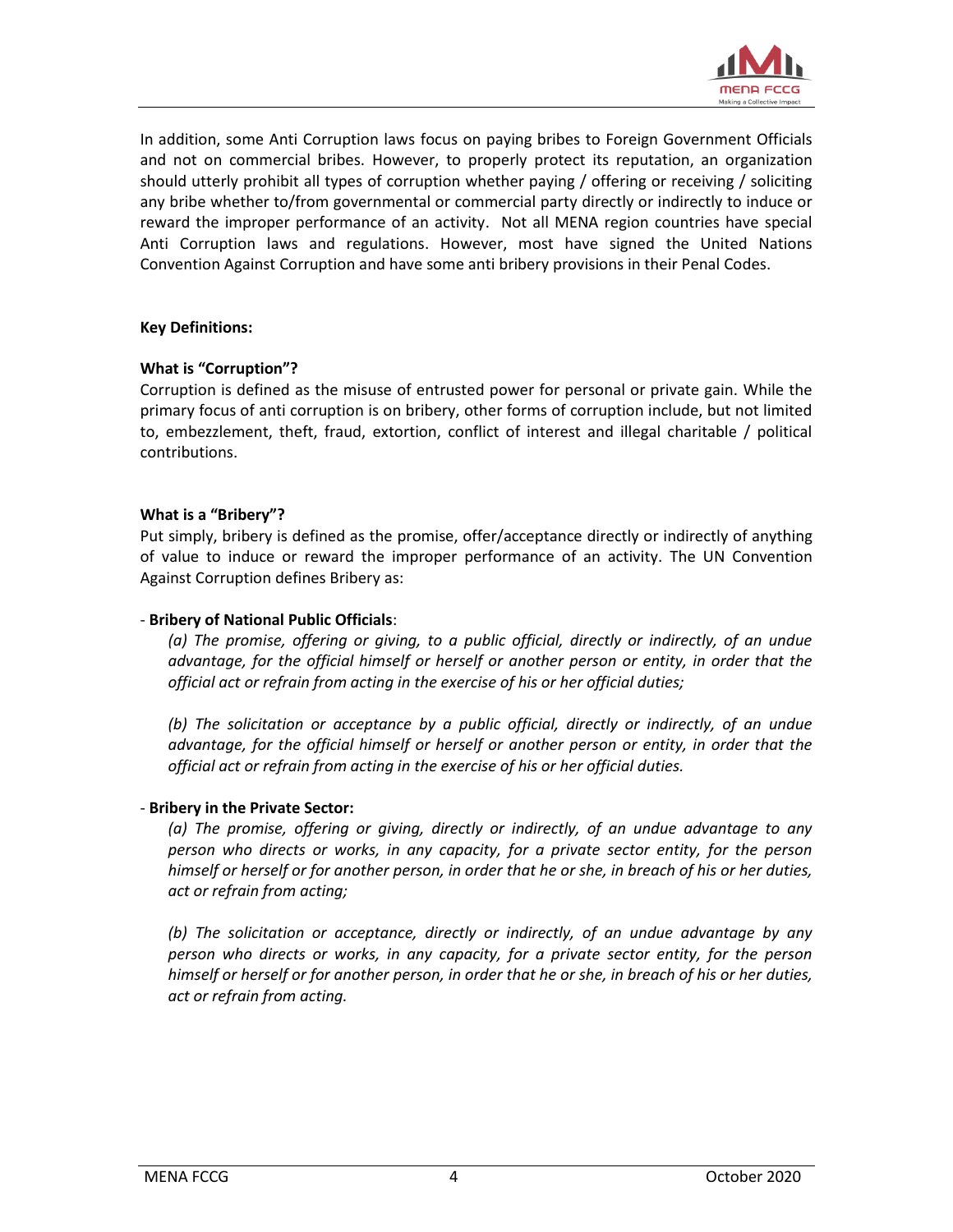In addition, some Anti Corruption laws focus on paying bribes to Foreign Government Officials and not on commercial bribes. However, to properly protect its reputation, an organization should utterly prohibit all types of corruption whether paying / offering or receiving / soliciting any bribe whether to/from governmental or commercial party directly or indirectly to induce or reward the improper performance of an activity. Not all MENA region countries have special Anti Corruption laws and regulations. However, most have signed the United Nations Convention Against Corruption and have some anti bribery provisions in their Penal Codes.

**Key Definitions:**

**What is "Corruption"?**

Corruption is defined as the misuse of entrusted power for personal or private gain. While the primary focus of anti corruption is on bribery, other forms of corruption include, but not limited to, embezzlement, theft, fraud, extortion, conflict of interest and illegal charitable / political contributions.

**What is a "Bribery"?**

Put simply, bribery is defined as the promise, offer/acceptance directly or indirectly of anything of value to induce or reward the improper performance of an activity. The UN Convention Against Corruption defines Bribery as:

- **Bribery of National Public Officials**:

  *(a) The promise, offering or giving, to a public official, directly or indirectly, of an undue advantage, for the official himself or herself or another person or entity, in order that the official act or refrain from acting in the exercise of his or her official duties;*

  *(b) The solicitation or acceptance by a public official, directly or indirectly, of an undue advantage, for the official himself or herself or another person or entity, in order that the official act or refrain from acting in the exercise of his or her official duties.*

- **Bribery in the Private Sector:**

  *(a) The promise, offering or giving, directly or indirectly, of an undue advantage to any person who directs or works, in any capacity, for a private sector entity, for the person himself or herself or for another person, in order that he or she, in breach of his or her duties, act or refrain from acting;*

  *(b) The solicitation or acceptance, directly or indirectly, of an undue advantage by any person who directs or works, in any capacity, for a private sector entity, for the person himself or herself or for another person, in order that he or she, in breach of his or her duties, act or refrain from acting.*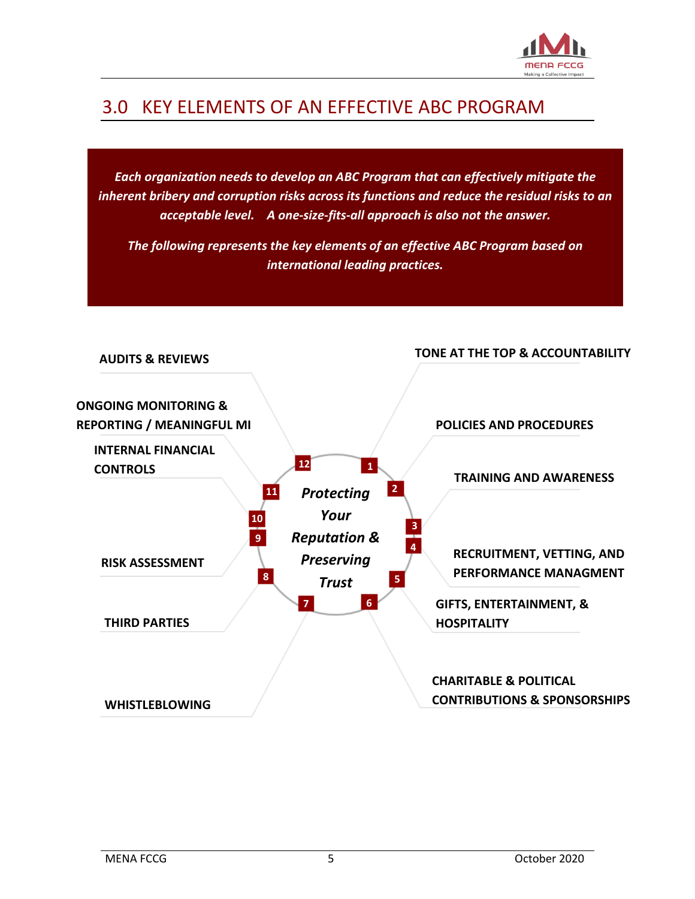# 3.0 KEY ELEMENTS OF AN EFFECTIVE ABC PROGRAM

***Each organization needs to develop an ABC Program that can effectively mitigate the inherent bribery and corruption risks across its functions and reduce the residual risks to an acceptable level. A one-size-fits-all approach is also not the answer.***

***The following represents the key elements of an effective ABC Program based on international leading practices.***

*Protecting Your Reputation & Preserving Trust*

1. **TONE AT THE TOP & ACCOUNTABILITY**
2. **POLICIES AND PROCEDURES**
3. **TRAINING AND AWARENESS**
4. **RECRUITMENT, VETTING, AND PERFORMANCE MANAGMENT**
5. **GIFTS, ENTERTAINMENT, & HOSPITALITY**
6. **CHARITABLE & POLITICAL CONTRIBUTIONS & SPONSORSHIPS**
7. **WHISTLEBLOWING**
8. **THIRD PARTIES**
9. **RISK ASSESSMENT**
10. **INTERNAL FINANCIAL CONTROLS**
11. **ONGOING MONITORING & REPORTING / MEANINGFUL MI**
12. **AUDITS & REVIEWS**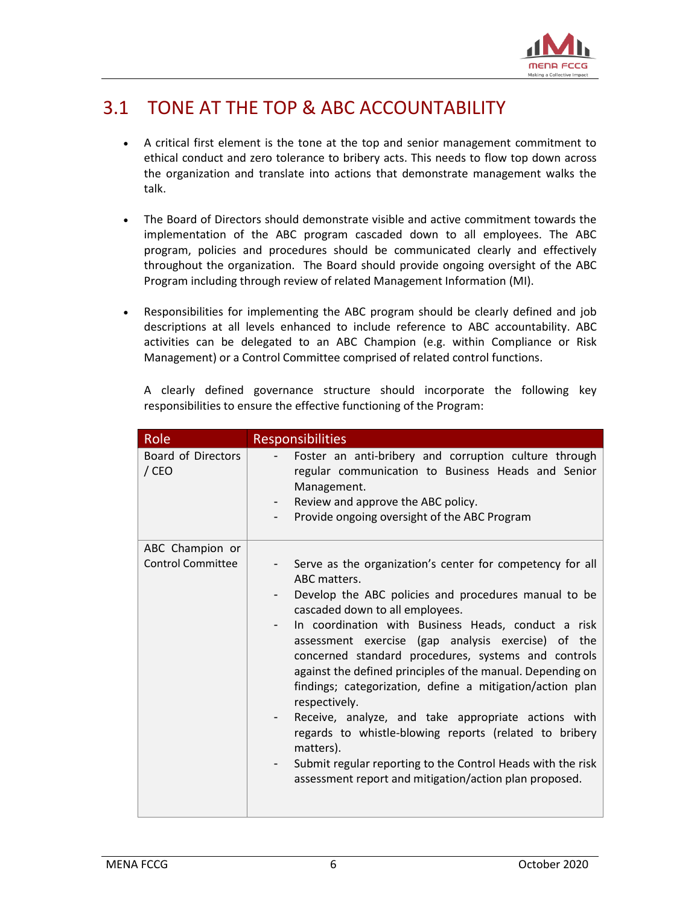## 3.1 TONE AT THE TOP & ABC ACCOUNTABILITY

- A critical first element is the tone at the top and senior management commitment to ethical conduct and zero tolerance to bribery acts. This needs to flow top down across the organization and translate into actions that demonstrate management walks the talk.

- The Board of Directors should demonstrate visible and active commitment towards the implementation of the ABC program cascaded down to all employees. The ABC program, policies and procedures should be communicated clearly and effectively throughout the organization. The Board should provide ongoing oversight of the ABC Program including through review of related Management Information (MI).

- Responsibilities for implementing the ABC program should be clearly defined and job descriptions at all levels enhanced to include reference to ABC accountability. ABC activities can be delegated to an ABC Champion (e.g. within Compliance or Risk Management) or a Control Committee comprised of related control functions.

  A clearly defined governance structure should incorporate the following key responsibilities to ensure the effective functioning of the Program:

| Role | Responsibilities |
|---|---|
| Board of Directors / CEO | - Foster an anti-bribery and corruption culture through regular communication to Business Heads and Senior Management.<br>- Review and approve the ABC policy.<br>- Provide ongoing oversight of the ABC Program |
| ABC Champion or Control Committee | - Serve as the organization's center for competency for all ABC matters.<br>- Develop the ABC policies and procedures manual to be cascaded down to all employees.<br>- In coordination with Business Heads, conduct a risk assessment exercise (gap analysis exercise) of the concerned standard procedures, systems and controls against the defined principles of the manual. Depending on findings; categorization, define a mitigation/action plan respectively.<br>- Receive, analyze, and take appropriate actions with regards to whistle-blowing reports (related to bribery matters).<br>- Submit regular reporting to the Control Heads with the risk assessment report and mitigation/action plan proposed. |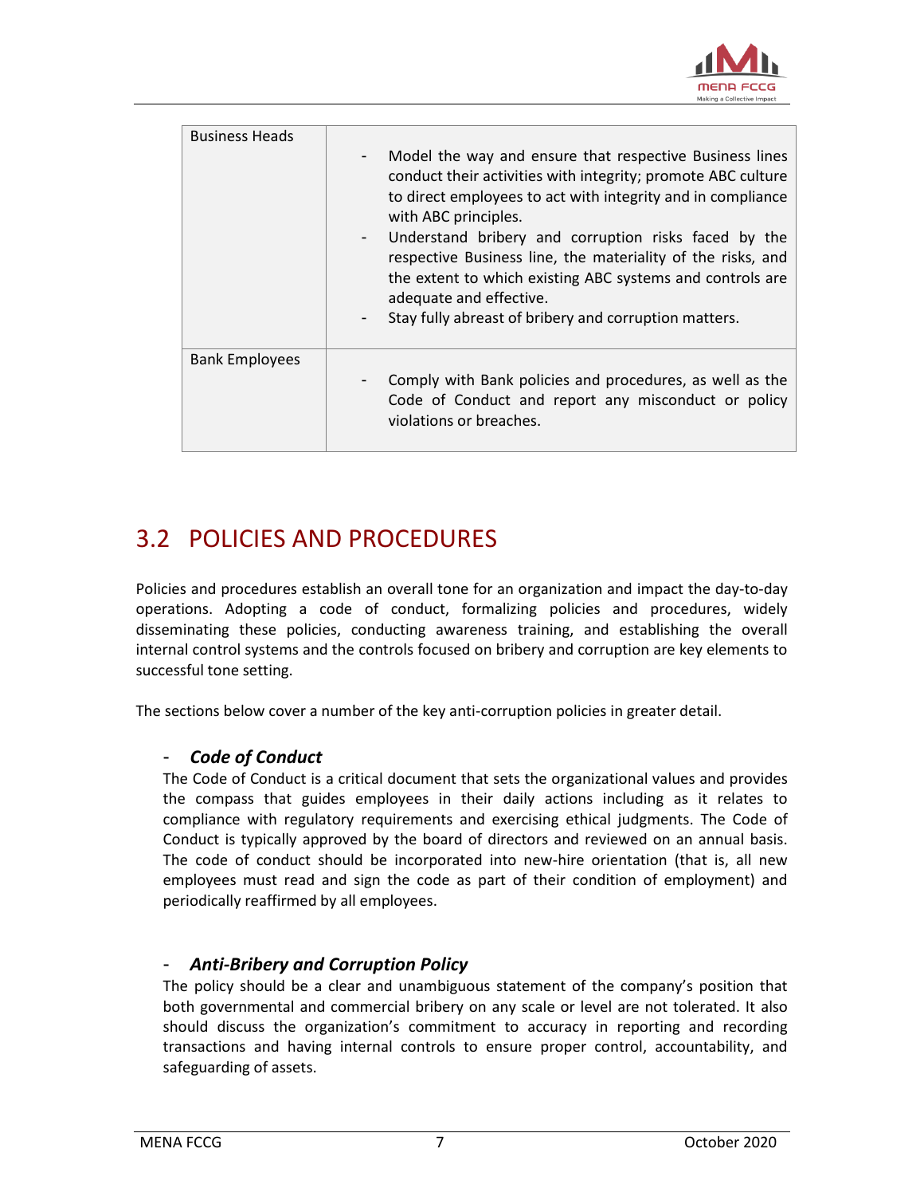| Business Heads | - Model the way and ensure that respective Business lines conduct their activities with integrity; promote ABC culture to direct employees to act with integrity and in compliance with ABC principles.<br>- Understand bribery and corruption risks faced by the respective Business line, the materiality of the risks, and the extent to which existing ABC systems and controls are adequate and effective.<br>- Stay fully abreast of bribery and corruption matters. |
|---|---|
| Bank Employees | - Comply with Bank policies and procedures, as well as the Code of Conduct and report any misconduct or policy violations or breaches. |

## 3.2 POLICIES AND PROCEDURES

Policies and procedures establish an overall tone for an organization and impact the day-to-day operations. Adopting a code of conduct, formalizing policies and procedures, widely disseminating these policies, conducting awareness training, and establishing the overall internal control systems and the controls focused on bribery and corruption are key elements to successful tone setting.

The sections below cover a number of the key anti-corruption policies in greater detail.

- ***Code of Conduct***

  The Code of Conduct is a critical document that sets the organizational values and provides the compass that guides employees in their daily actions including as it relates to compliance with regulatory requirements and exercising ethical judgments. The Code of Conduct is typically approved by the board of directors and reviewed on an annual basis. The code of conduct should be incorporated into new-hire orientation (that is, all new employees must read and sign the code as part of their condition of employment) and periodically reaffirmed by all employees.

- ***Anti-Bribery and Corruption Policy***

  The policy should be a clear and unambiguous statement of the company's position that both governmental and commercial bribery on any scale or level are not tolerated. It also should discuss the organization's commitment to accuracy in reporting and recording transactions and having internal controls to ensure proper control, accountability, and safeguarding of assets.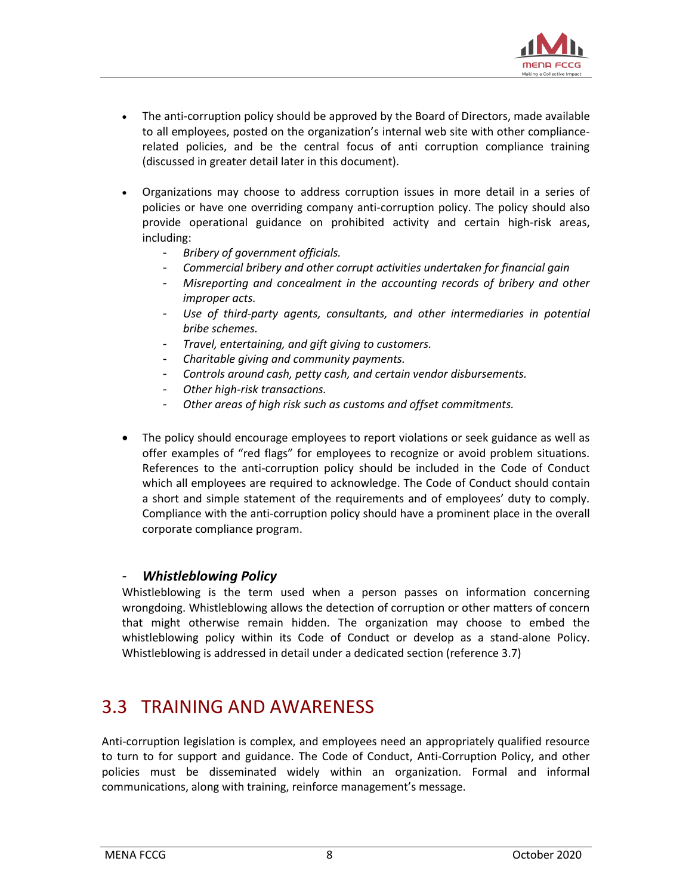- The anti-corruption policy should be approved by the Board of Directors, made available to all employees, posted on the organization's internal web site with other compliance-related policies, and be the central focus of anti corruption compliance training (discussed in greater detail later in this document).

- Organizations may choose to address corruption issues in more detail in a series of policies or have one overriding company anti-corruption policy. The policy should also provide operational guidance on prohibited activity and certain high-risk areas, including:
  - *Bribery of government officials.*
  - *Commercial bribery and other corrupt activities undertaken for financial gain*
  - *Misreporting and concealment in the accounting records of bribery and other improper acts.*
  - *Use of third-party agents, consultants, and other intermediaries in potential bribe schemes.*
  - *Travel, entertaining, and gift giving to customers.*
  - *Charitable giving and community payments.*
  - *Controls around cash, petty cash, and certain vendor disbursements.*
  - *Other high-risk transactions.*
  - *Other areas of high risk such as customs and offset commitments.*

- The policy should encourage employees to report violations or seek guidance as well as offer examples of "red flags" for employees to recognize or avoid problem situations. References to the anti-corruption policy should be included in the Code of Conduct which all employees are required to acknowledge. The Code of Conduct should contain a short and simple statement of the requirements and of employees' duty to comply. Compliance with the anti-corruption policy should have a prominent place in the overall corporate compliance program.

- ***Whistleblowing Policy***

Whistleblowing is the term used when a person passes on information concerning wrongdoing. Whistleblowing allows the detection of corruption or other matters of concern that might otherwise remain hidden. The organization may choose to embed the whistleblowing policy within its Code of Conduct or develop as a stand-alone Policy. Whistleblowing is addressed in detail under a dedicated section (reference 3.7)

## 3.3 TRAINING AND AWARENESS

Anti-corruption legislation is complex, and employees need an appropriately qualified resource to turn to for support and guidance. The Code of Conduct, Anti-Corruption Policy, and other policies must be disseminated widely within an organization. Formal and informal communications, along with training, reinforce management's message.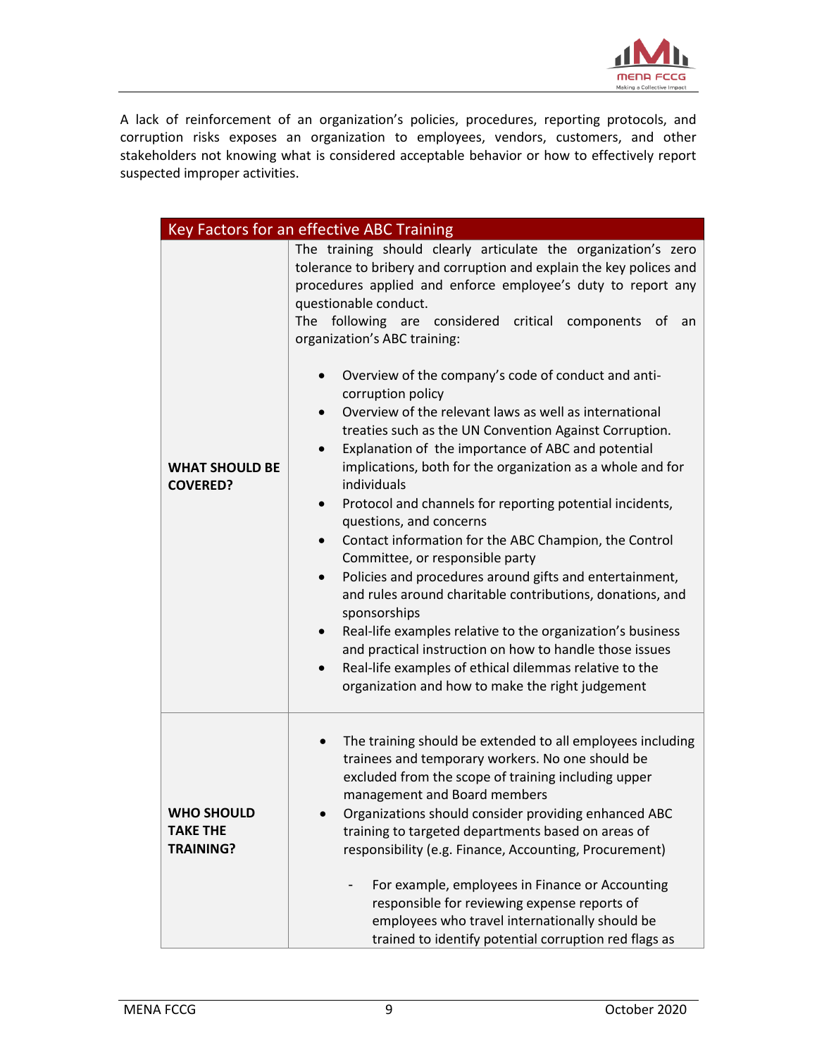A lack of reinforcement of an organization's policies, procedures, reporting protocols, and corruption risks exposes an organization to employees, vendors, customers, and other stakeholders not knowing what is considered acceptable behavior or how to effectively report suspected improper activities.

| Key Factors for an effective ABC Training | |
|---|---|
| **WHAT SHOULD BE COVERED?** | The training should clearly articulate the organization's zero tolerance to bribery and corruption and explain the key polices and procedures applied and enforce employee's duty to report any questionable conduct.<br>The following are considered critical components of an organization's ABC training:<br>• Overview of the company's code of conduct and anti-corruption policy<br>• Overview of the relevant laws as well as international treaties such as the UN Convention Against Corruption.<br>• Explanation of the importance of ABC and potential implications, both for the organization as a whole and for individuals<br>• Protocol and channels for reporting potential incidents, questions, and concerns<br>• Contact information for the ABC Champion, the Control Committee, or responsible party<br>• Policies and procedures around gifts and entertainment, and rules around charitable contributions, donations, and sponsorships<br>• Real-life examples relative to the organization's business and practical instruction on how to handle those issues<br>• Real-life examples of ethical dilemmas relative to the organization and how to make the right judgement |
| **WHO SHOULD TAKE THE TRAINING?** | • The training should be extended to all employees including trainees and temporary workers. No one should be excluded from the scope of training including upper management and Board members<br>• Organizations should consider providing enhanced ABC training to targeted departments based on areas of responsibility (e.g. Finance, Accounting, Procurement)<br>- For example, employees in Finance or Accounting responsible for reviewing expense reports of employees who travel internationally should be trained to identify potential corruption red flags as |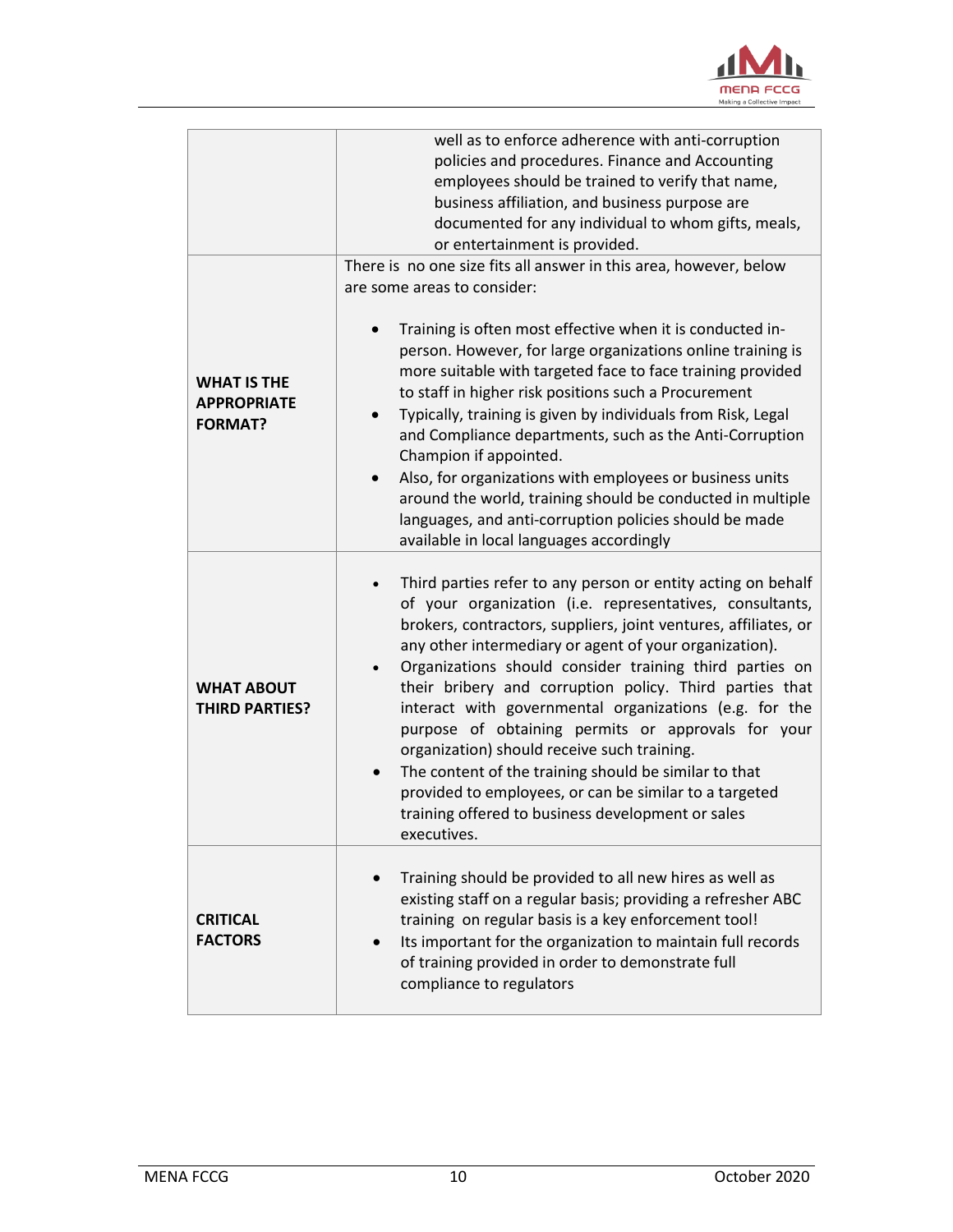| | |
|---|---|
| | well as to enforce adherence with anti-corruption policies and procedures. Finance and Accounting employees should be trained to verify that name, business affiliation, and business purpose are documented for any individual to whom gifts, meals, or entertainment is provided. |
| **WHAT IS THE APPROPRIATE FORMAT?** | There is no one size fits all answer in this area, however, below are some areas to consider:<br><br>• Training is often most effective when it is conducted in-person. However, for large organizations online training is more suitable with targeted face to face training provided to staff in higher risk positions such a Procurement<br>• Typically, training is given by individuals from Risk, Legal and Compliance departments, such as the Anti-Corruption Champion if appointed.<br>• Also, for organizations with employees or business units around the world, training should be conducted in multiple languages, and anti-corruption policies should be made available in local languages accordingly |
| **WHAT ABOUT THIRD PARTIES?** | • Third parties refer to any person or entity acting on behalf of your organization (i.e. representatives, consultants, brokers, contractors, suppliers, joint ventures, affiliates, or any other intermediary or agent of your organization).<br>• Organizations should consider training third parties on their bribery and corruption policy. Third parties that interact with governmental organizations (e.g. for the purpose of obtaining permits or approvals for your organization) should receive such training.<br>• The content of the training should be similar to that provided to employees, or can be similar to a targeted training offered to business development or sales executives. |
| **CRITICAL FACTORS** | • Training should be provided to all new hires as well as existing staff on a regular basis; providing a refresher ABC training on regular basis is a key enforcement tool!<br>• Its important for the organization to maintain full records of training provided in order to demonstrate full compliance to regulators |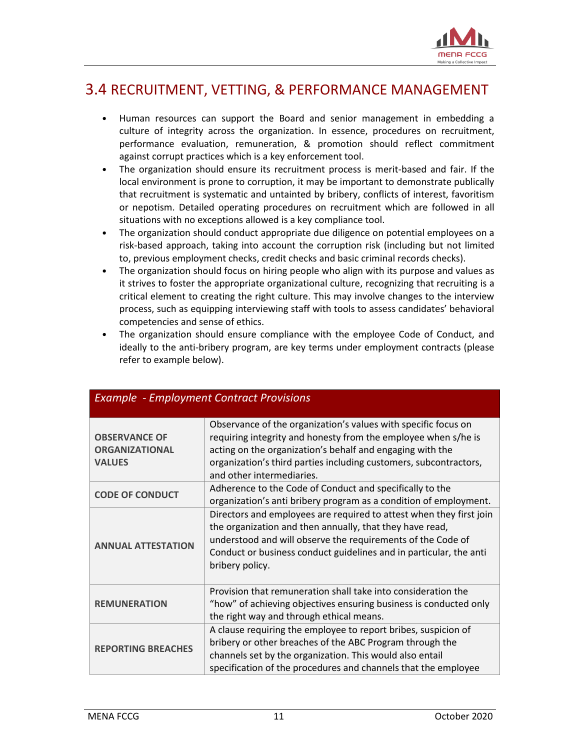## 3.4 RECRUITMENT, VETTING, & PERFORMANCE MANAGEMENT

- Human resources can support the Board and senior management in embedding a culture of integrity across the organization. In essence, procedures on recruitment, performance evaluation, remuneration, & promotion should reflect commitment against corrupt practices which is a key enforcement tool.
- The organization should ensure its recruitment process is merit-based and fair. If the local environment is prone to corruption, it may be important to demonstrate publically that recruitment is systematic and untainted by bribery, conflicts of interest, favoritism or nepotism. Detailed operating procedures on recruitment which are followed in all situations with no exceptions allowed is a key compliance tool.
- The organization should conduct appropriate due diligence on potential employees on a risk-based approach, taking into account the corruption risk (including but not limited to, previous employment checks, credit checks and basic criminal records checks).
- The organization should focus on hiring people who align with its purpose and values as it strives to foster the appropriate organizational culture, recognizing that recruiting is a critical element to creating the right culture. This may involve changes to the interview process, such as equipping interviewing staff with tools to assess candidates' behavioral competencies and sense of ethics.
- The organization should ensure compliance with the employee Code of Conduct, and ideally to the anti-bribery program, are key terms under employment contracts (please refer to example below).

| *Example - Employment Contract Provisions* | |
|---|---|
| **OBSERVANCE OF ORGANIZATIONAL VALUES** | Observance of the organization's values with specific focus on requiring integrity and honesty from the employee when s/he is acting on the organization's behalf and engaging with the organization's third parties including customers, subcontractors, and other intermediaries. |
| **CODE OF CONDUCT** | Adherence to the Code of Conduct and specifically to the organization's anti bribery program as a condition of employment. |
| **ANNUAL ATTESTATION** | Directors and employees are required to attest when they first join the organization and then annually, that they have read, understood and will observe the requirements of the Code of Conduct or business conduct guidelines and in particular, the anti bribery policy. |
| **REMUNERATION** | Provision that remuneration shall take into consideration the "how" of achieving objectives ensuring business is conducted only the right way and through ethical means. |
| **REPORTING BREACHES** | A clause requiring the employee to report bribes, suspicion of bribery or other breaches of the ABC Program through the channels set by the organization. This would also entail specification of the procedures and channels that the employee |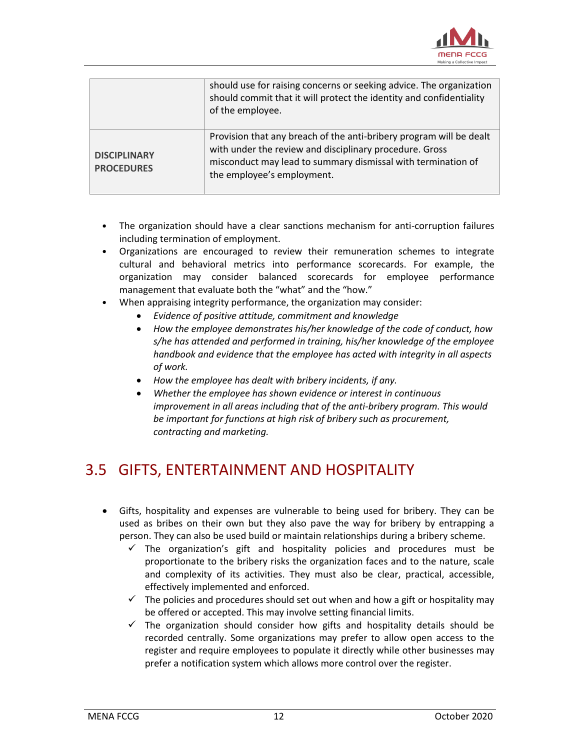| | |
|---|---|
| | should use for raising concerns or seeking advice. The organization should commit that it will protect the identity and confidentiality of the employee. |
| **DISCIPLINARY PROCEDURES** | Provision that any breach of the anti-bribery program will be dealt with under the review and disciplinary procedure. Gross misconduct may lead to summary dismissal with termination of the employee's employment. |

- The organization should have a clear sanctions mechanism for anti-corruption failures including termination of employment.
- Organizations are encouraged to review their remuneration schemes to integrate cultural and behavioral metrics into performance scorecards. For example, the organization may consider balanced scorecards for employee performance management that evaluate both the "what" and the "how."
- When appraising integrity performance, the organization may consider:
  - *Evidence of positive attitude, commitment and knowledge*
  - *How the employee demonstrates his/her knowledge of the code of conduct, how s/he has attended and performed in training, his/her knowledge of the employee handbook and evidence that the employee has acted with integrity in all aspects of work.*
  - *How the employee has dealt with bribery incidents, if any.*
  - *Whether the employee has shown evidence or interest in continuous improvement in all areas including that of the anti-bribery program. This would be important for functions at high risk of bribery such as procurement, contracting and marketing.*

## 3.5 GIFTS, ENTERTAINMENT AND HOSPITALITY

- Gifts, hospitality and expenses are vulnerable to being used for bribery. They can be used as bribes on their own but they also pave the way for bribery by entrapping a person. They can also be used build or maintain relationships during a bribery scheme.
  - ✓ The organization's gift and hospitality policies and procedures must be proportionate to the bribery risks the organization faces and to the nature, scale and complexity of its activities. They must also be clear, practical, accessible, effectively implemented and enforced.
  - ✓ The policies and procedures should set out when and how a gift or hospitality may be offered or accepted. This may involve setting financial limits.
  - ✓ The organization should consider how gifts and hospitality details should be recorded centrally. Some organizations may prefer to allow open access to the register and require employees to populate it directly while other businesses may prefer a notification system which allows more control over the register.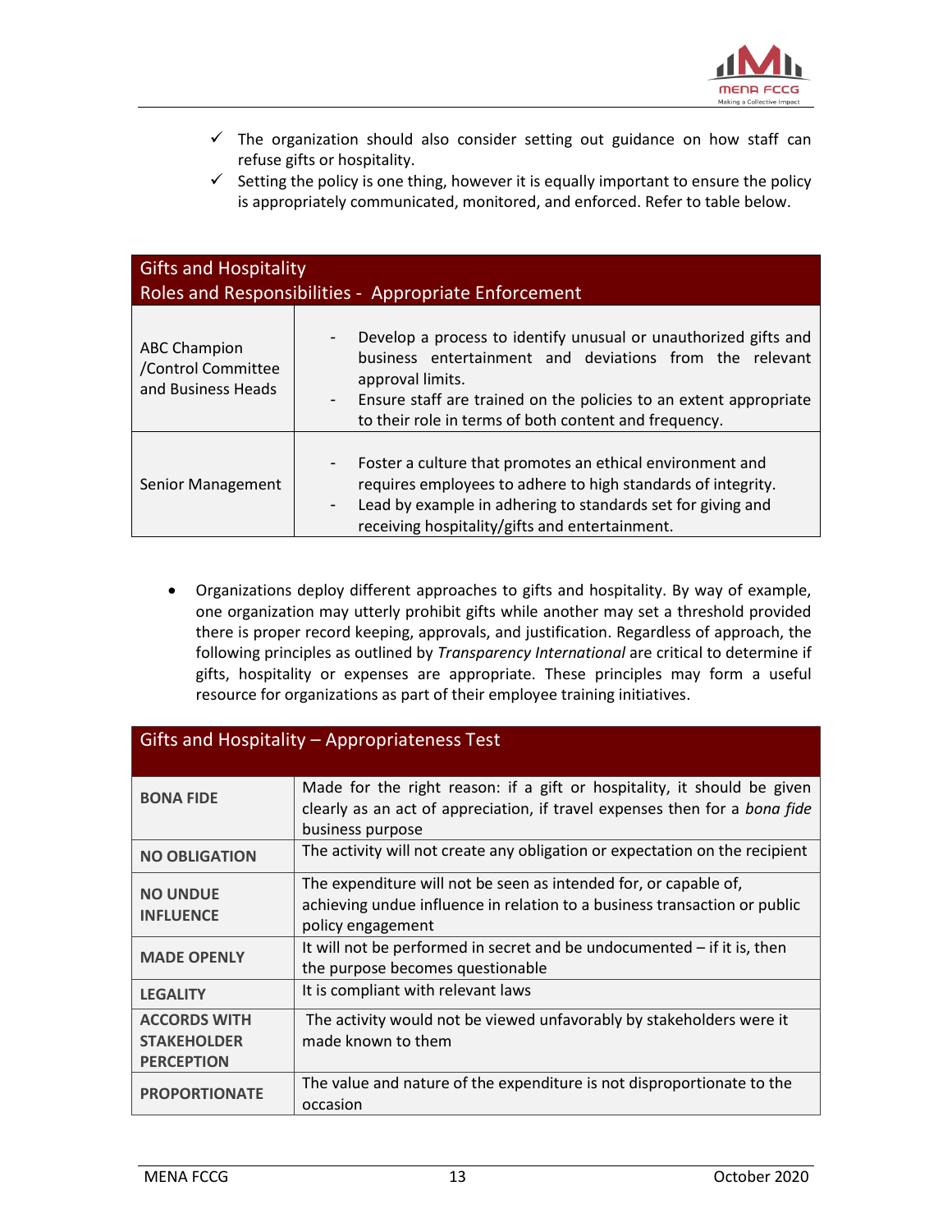- ✓ The organization should also consider setting out guidance on how staff can refuse gifts or hospitality.
- ✓ Setting the policy is one thing, however it is equally important to ensure the policy is appropriately communicated, monitored, and enforced. Refer to table below.

| Gifts and Hospitality<br>Roles and Responsibilities - Appropriate Enforcement | |
|---|---|
| ABC Champion /Control Committee and Business Heads | - Develop a process to identify unusual or unauthorized gifts and business entertainment and deviations from the relevant approval limits.<br>- Ensure staff are trained on the policies to an extent appropriate to their role in terms of both content and frequency. |
| Senior Management | - Foster a culture that promotes an ethical environment and requires employees to adhere to high standards of integrity.<br>- Lead by example in adhering to standards set for giving and receiving hospitality/gifts and entertainment. |

- Organizations deploy different approaches to gifts and hospitality. By way of example, one organization may utterly prohibit gifts while another may set a threshold provided there is proper record keeping, approvals, and justification. Regardless of approach, the following principles as outlined by *Transparency International* are critical to determine if gifts, hospitality or expenses are appropriate. These principles may form a useful resource for organizations as part of their employee training initiatives.

| Gifts and Hospitality – Appropriateness Test | |
|---|---|
| **BONA FIDE** | Made for the right reason: if a gift or hospitality, it should be given clearly as an act of appreciation, if travel expenses then for a *bona fide* business purpose |
| **NO OBLIGATION** | The activity will not create any obligation or expectation on the recipient |
| **NO UNDUE INFLUENCE** | The expenditure will not be seen as intended for, or capable of, achieving undue influence in relation to a business transaction or public policy engagement |
| **MADE OPENLY** | It will not be performed in secret and be undocumented – if it is, then the purpose becomes questionable |
| **LEGALITY** | It is compliant with relevant laws |
| **ACCORDS WITH STAKEHOLDER PERCEPTION** | The activity would not be viewed unfavorably by stakeholders were it made known to them |
| **PROPORTIONATE** | The value and nature of the expenditure is not disproportionate to the occasion |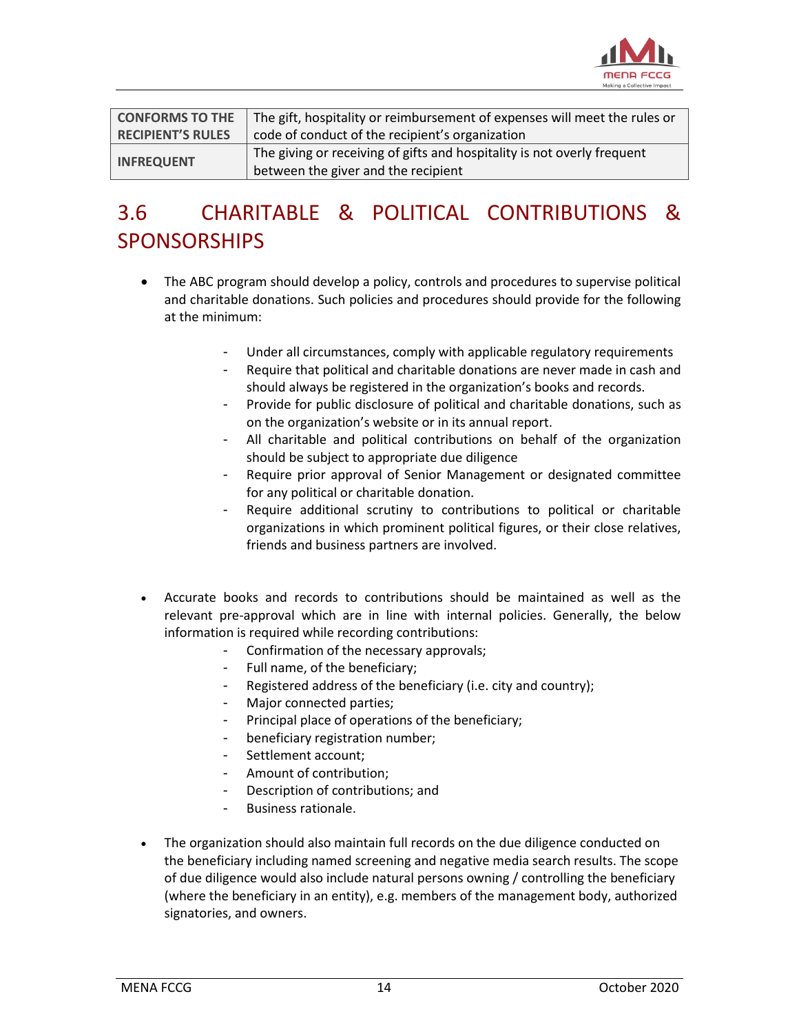| CONFORMS TO THE RECIPIENT'S RULES | The gift, hospitality or reimbursement of expenses will meet the rules or code of conduct of the recipient's organization |
|---|---|
| INFREQUENT | The giving or receiving of gifts and hospitality is not overly frequent between the giver and the recipient |

## 3.6 CHARITABLE & POLITICAL CONTRIBUTIONS & SPONSORSHIPS

- The ABC program should develop a policy, controls and procedures to supervise political and charitable donations. Such policies and procedures should provide for the following at the minimum:
    - Under all circumstances, comply with applicable regulatory requirements
    - Require that political and charitable donations are never made in cash and should always be registered in the organization's books and records.
    - Provide for public disclosure of political and charitable donations, such as on the organization's website or in its annual report.
    - All charitable and political contributions on behalf of the organization should be subject to appropriate due diligence
    - Require prior approval of Senior Management or designated committee for any political or charitable donation.
    - Require additional scrutiny to contributions to political or charitable organizations in which prominent political figures, or their close relatives, friends and business partners are involved.

- Accurate books and records to contributions should be maintained as well as the relevant pre-approval which are in line with internal policies. Generally, the below information is required while recording contributions:
    - Confirmation of the necessary approvals;
    - Full name, of the beneficiary;
    - Registered address of the beneficiary (i.e. city and country);
    - Major connected parties;
    - Principal place of operations of the beneficiary;
    - beneficiary registration number;
    - Settlement account;
    - Amount of contribution;
    - Description of contributions; and
    - Business rationale.

- The organization should also maintain full records on the due diligence conducted on the beneficiary including named screening and negative media search results. The scope of due diligence would also include natural persons owning / controlling the beneficiary (where the beneficiary in an entity), e.g. members of the management body, authorized signatories, and owners.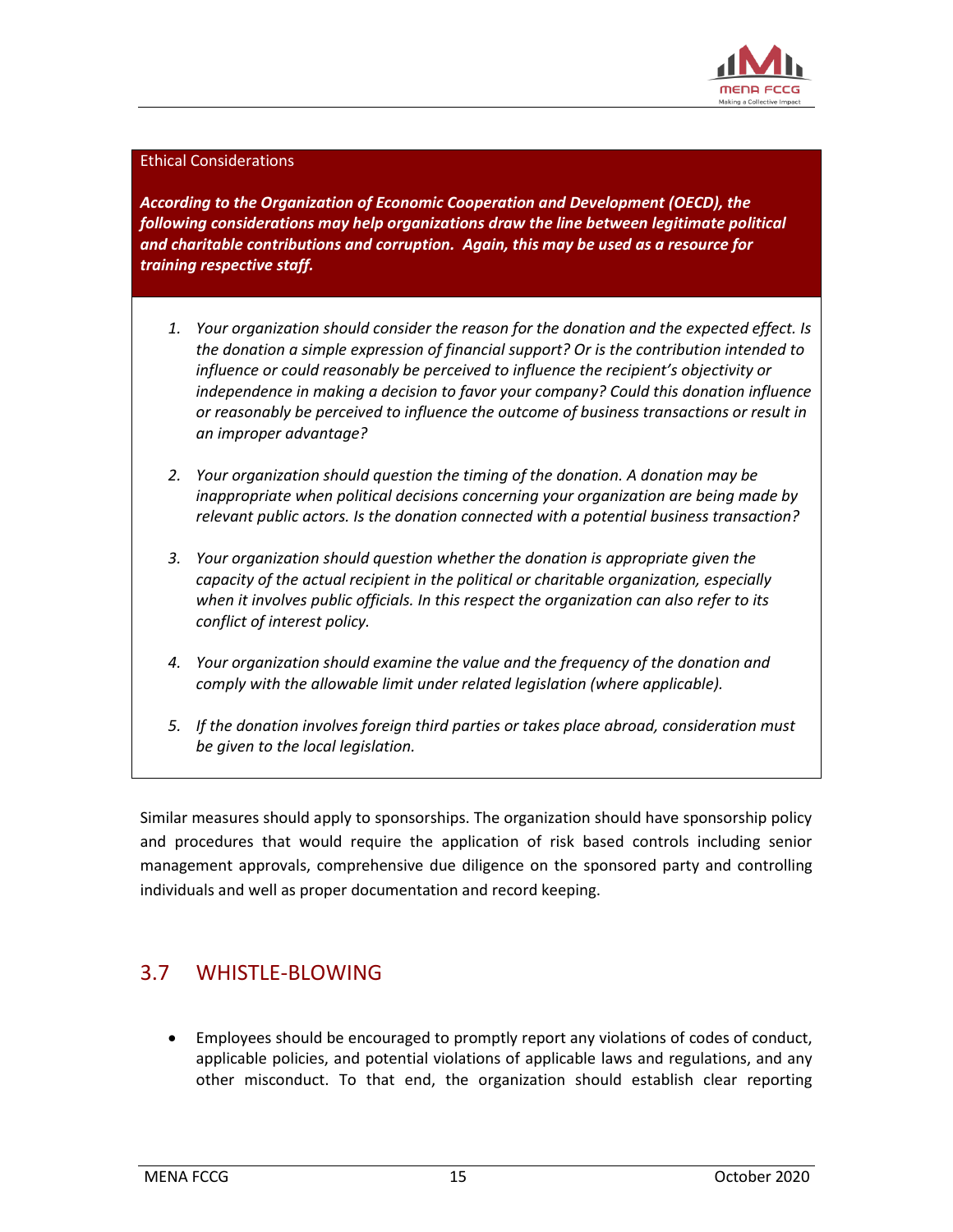Ethical Considerations

***According to the Organization of Economic Cooperation and Development (OECD), the following considerations may help organizations draw the line between legitimate political and charitable contributions and corruption. Again, this may be used as a resource for training respective staff.***

1. *Your organization should consider the reason for the donation and the expected effect. Is the donation a simple expression of financial support? Or is the contribution intended to influence or could reasonably be perceived to influence the recipient's objectivity or independence in making a decision to favor your company? Could this donation influence or reasonably be perceived to influence the outcome of business transactions or result in an improper advantage?*

2. *Your organization should question the timing of the donation. A donation may be inappropriate when political decisions concerning your organization are being made by relevant public actors. Is the donation connected with a potential business transaction?*

3. *Your organization should question whether the donation is appropriate given the capacity of the actual recipient in the political or charitable organization, especially when it involves public officials. In this respect the organization can also refer to its conflict of interest policy.*

4. *Your organization should examine the value and the frequency of the donation and comply with the allowable limit under related legislation (where applicable).*

5. *If the donation involves foreign third parties or takes place abroad, consideration must be given to the local legislation.*

Similar measures should apply to sponsorships. The organization should have sponsorship policy and procedures that would require the application of risk based controls including senior management approvals, comprehensive due diligence on the sponsored party and controlling individuals and well as proper documentation and record keeping.

## 3.7 WHISTLE-BLOWING

- Employees should be encouraged to promptly report any violations of codes of conduct, applicable policies, and potential violations of applicable laws and regulations, and any other misconduct. To that end, the organization should establish clear reporting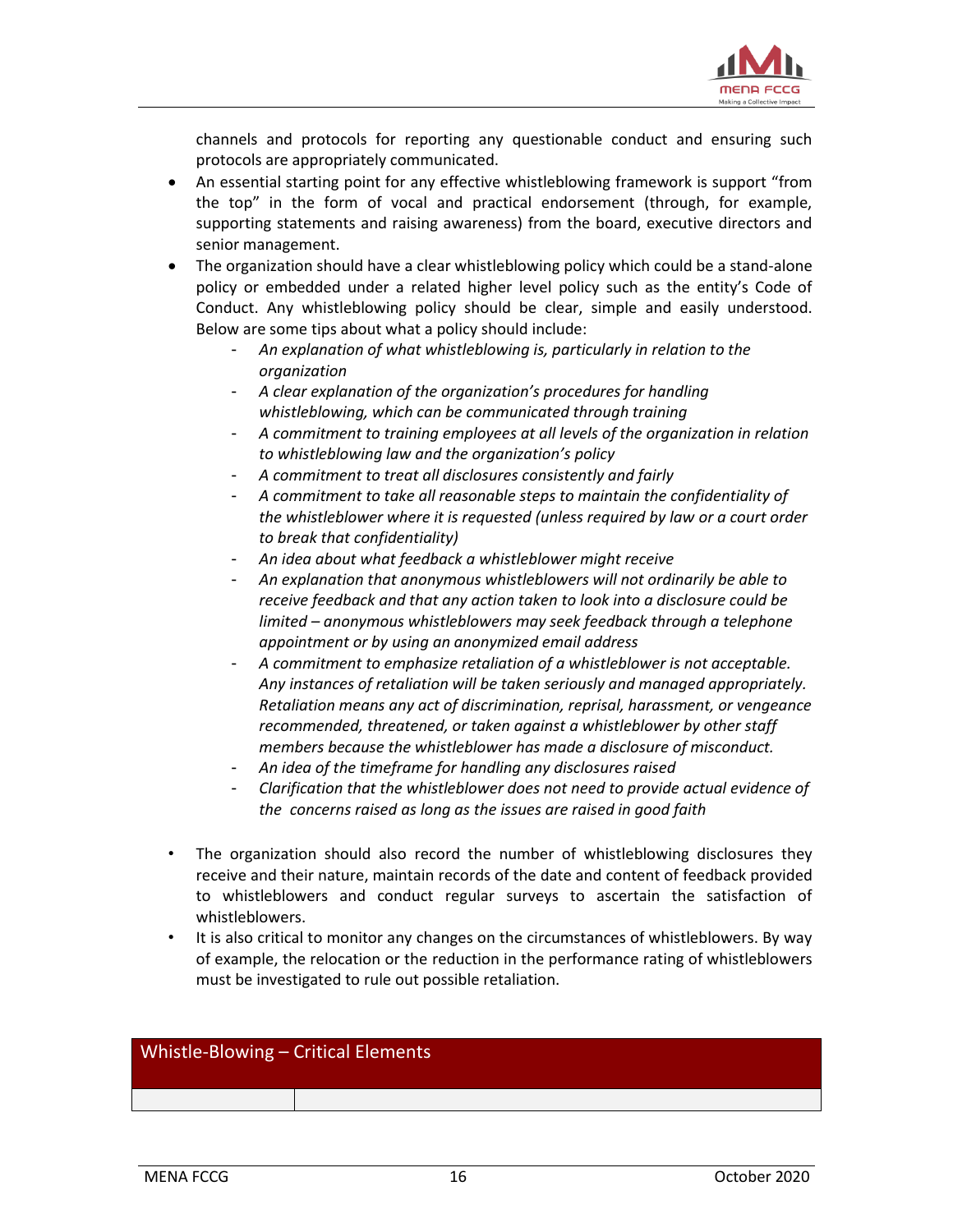channels and protocols for reporting any questionable conduct and ensuring such protocols are appropriately communicated.

- An essential starting point for any effective whistleblowing framework is support "from the top" in the form of vocal and practical endorsement (through, for example, supporting statements and raising awareness) from the board, executive directors and senior management.
- The organization should have a clear whistleblowing policy which could be a stand-alone policy or embedded under a related higher level policy such as the entity's Code of Conduct. Any whistleblowing policy should be clear, simple and easily understood. Below are some tips about what a policy should include:
  - *An explanation of what whistleblowing is, particularly in relation to the organization*
  - *A clear explanation of the organization's procedures for handling whistleblowing, which can be communicated through training*
  - *A commitment to training employees at all levels of the organization in relation to whistleblowing law and the organization's policy*
  - *A commitment to treat all disclosures consistently and fairly*
  - *A commitment to take all reasonable steps to maintain the confidentiality of the whistleblower where it is requested (unless required by law or a court order to break that confidentiality)*
  - *An idea about what feedback a whistleblower might receive*
  - *An explanation that anonymous whistleblowers will not ordinarily be able to receive feedback and that any action taken to look into a disclosure could be limited – anonymous whistleblowers may seek feedback through a telephone appointment or by using an anonymized email address*
  - *A commitment to emphasize retaliation of a whistleblower is not acceptable. Any instances of retaliation will be taken seriously and managed appropriately. Retaliation means any act of discrimination, reprisal, harassment, or vengeance recommended, threatened, or taken against a whistleblower by other staff members because the whistleblower has made a disclosure of misconduct.*
  - *An idea of the timeframe for handling any disclosures raised*
  - *Clarification that the whistleblower does not need to provide actual evidence of the concerns raised as long as the issues are raised in good faith*

- The organization should also record the number of whistleblowing disclosures they receive and their nature, maintain records of the date and content of feedback provided to whistleblowers and conduct regular surveys to ascertain the satisfaction of whistleblowers.
- It is also critical to monitor any changes on the circumstances of whistleblowers. By way of example, the relocation or the reduction in the performance rating of whistleblowers must be investigated to rule out possible retaliation.

| Whistle-Blowing – Critical Elements | |
|---|---|
| | |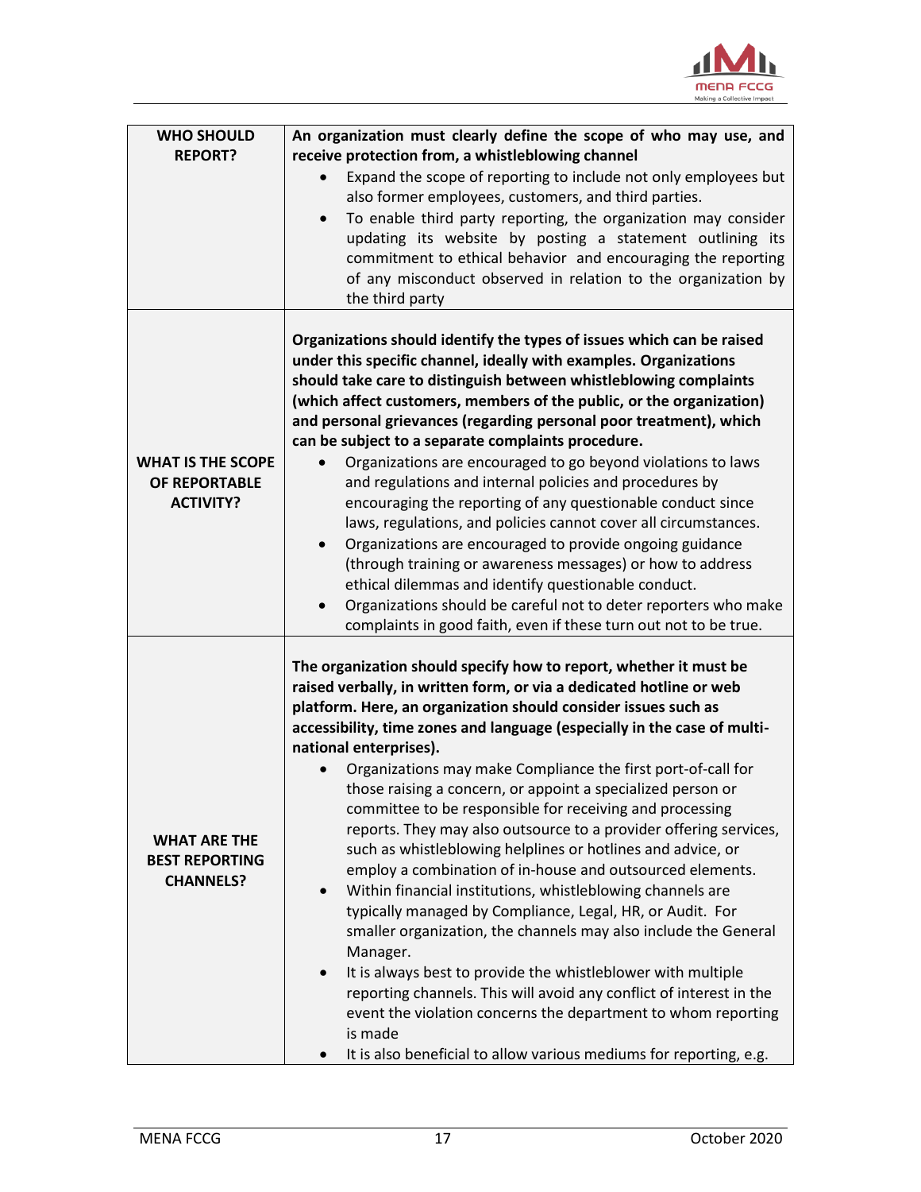| | |
|---|---|
| **WHO SHOULD REPORT?** | **An organization must clearly define the scope of who may use, and receive protection from, a whistleblowing channel**<br>• Expand the scope of reporting to include not only employees but also former employees, customers, and third parties.<br>• To enable third party reporting, the organization may consider updating its website by posting a statement outlining its commitment to ethical behavior and encouraging the reporting of any misconduct observed in relation to the organization by the third party |
| **WHAT IS THE SCOPE OF REPORTABLE ACTIVITY?** | **Organizations should identify the types of issues which can be raised under this specific channel, ideally with examples. Organizations should take care to distinguish between whistleblowing complaints (which affect customers, members of the public, or the organization) and personal grievances (regarding personal poor treatment), which can be subject to a separate complaints procedure.**<br>• Organizations are encouraged to go beyond violations to laws and regulations and internal policies and procedures by encouraging the reporting of any questionable conduct since laws, regulations, and policies cannot cover all circumstances.<br>• Organizations are encouraged to provide ongoing guidance (through training or awareness messages) or how to address ethical dilemmas and identify questionable conduct.<br>• Organizations should be careful not to deter reporters who make complaints in good faith, even if these turn out not to be true. |
| **WHAT ARE THE BEST REPORTING CHANNELS?** | **The organization should specify how to report, whether it must be raised verbally, in written form, or via a dedicated hotline or web platform. Here, an organization should consider issues such as accessibility, time zones and language (especially in the case of multi-national enterprises).**<br>• Organizations may make Compliance the first port-of-call for those raising a concern, or appoint a specialized person or committee to be responsible for receiving and processing reports. They may also outsource to a provider offering services, such as whistleblowing helplines or hotlines and advice, or employ a combination of in-house and outsourced elements.<br>• Within financial institutions, whistleblowing channels are typically managed by Compliance, Legal, HR, or Audit. For smaller organization, the channels may also include the General Manager.<br>• It is always best to provide the whistleblower with multiple reporting channels. This will avoid any conflict of interest in the event the violation concerns the department to whom reporting is made<br>• It is also beneficial to allow various mediums for reporting, e.g. |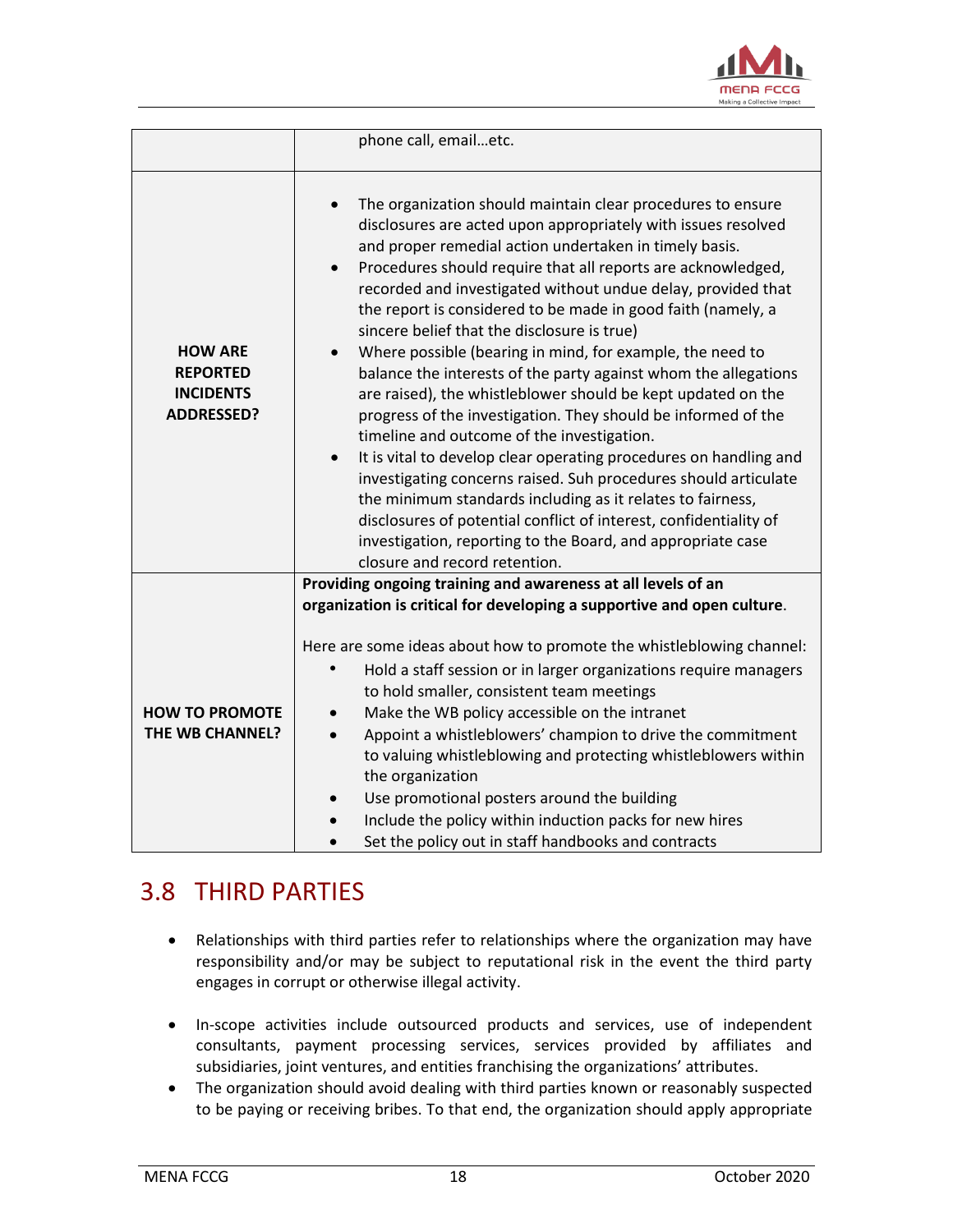|  |  |
|---|---|
|  | phone call, email…etc. |
| **HOW ARE REPORTED INCIDENTS ADDRESSED?** | • The organization should maintain clear procedures to ensure disclosures are acted upon appropriately with issues resolved and proper remedial action undertaken in timely basis.<br>• Procedures should require that all reports are acknowledged, recorded and investigated without undue delay, provided that the report is considered to be made in good faith (namely, a sincere belief that the disclosure is true)<br>• Where possible (bearing in mind, for example, the need to balance the interests of the party against whom the allegations are raised), the whistleblower should be kept updated on the progress of the investigation. They should be informed of the timeline and outcome of the investigation.<br>• It is vital to develop clear operating procedures on handling and investigating concerns raised. Suh procedures should articulate the minimum standards including as it relates to fairness, disclosures of potential conflict of interest, confidentiality of investigation, reporting to the Board, and appropriate case closure and record retention. |
| **HOW TO PROMOTE THE WB CHANNEL?** | **Providing ongoing training and awareness at all levels of an organization is critical for developing a supportive and open culture**.<br><br>Here are some ideas about how to promote the whistleblowing channel:<br>• Hold a staff session or in larger organizations require managers to hold smaller, consistent team meetings<br>• Make the WB policy accessible on the intranet<br>• Appoint a whistleblowers' champion to drive the commitment to valuing whistleblowing and protecting whistleblowers within the organization<br>• Use promotional posters around the building<br>• Include the policy within induction packs for new hires<br>• Set the policy out in staff handbooks and contracts |

## 3.8 THIRD PARTIES

- Relationships with third parties refer to relationships where the organization may have responsibility and/or may be subject to reputational risk in the event the third party engages in corrupt or otherwise illegal activity.

- In-scope activities include outsourced products and services, use of independent consultants, payment processing services, services provided by affiliates and subsidiaries, joint ventures, and entities franchising the organizations' attributes.
- The organization should avoid dealing with third parties known or reasonably suspected to be paying or receiving bribes. To that end, the organization should apply appropriate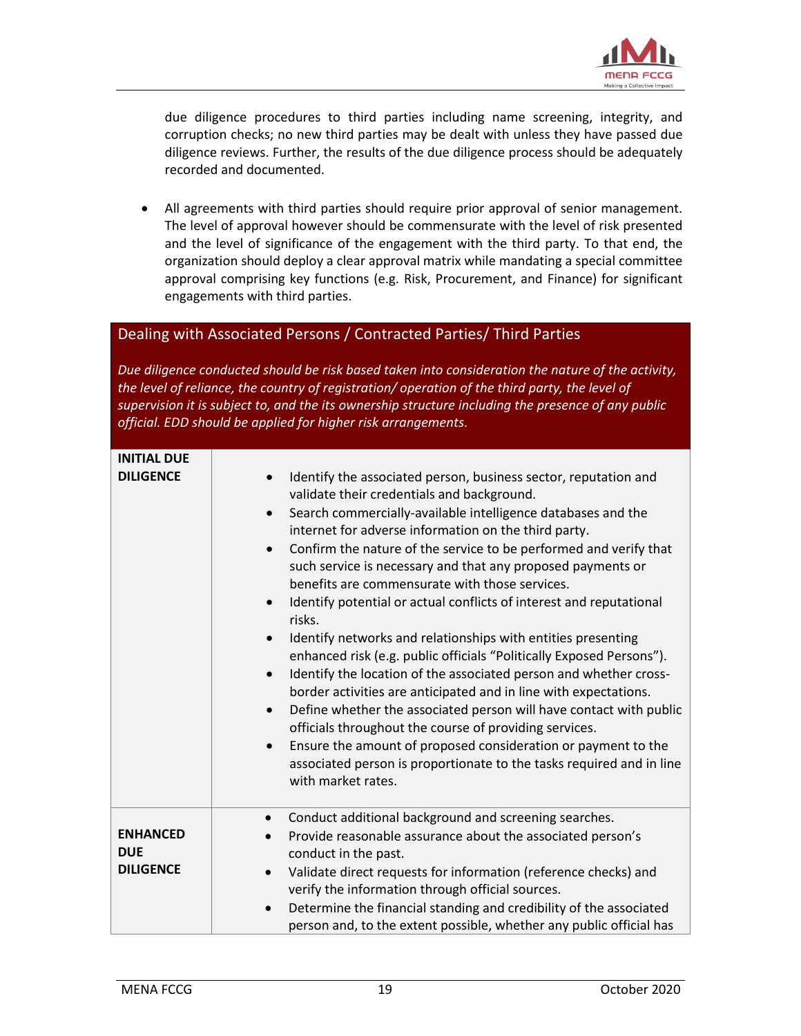due diligence procedures to third parties including name screening, integrity, and corruption checks; no new third parties may be dealt with unless they have passed due diligence reviews. Further, the results of the due diligence process should be adequately recorded and documented.

- All agreements with third parties should require prior approval of senior management. The level of approval however should be commensurate with the level of risk presented and the level of significance of the engagement with the third party. To that end, the organization should deploy a clear approval matrix while mandating a special committee approval comprising key functions (e.g. Risk, Procurement, and Finance) for significant engagements with third parties.

| Dealing with Associated Persons / Contracted Parties/ Third Parties | |
|---|---|
| *Due diligence conducted should be risk based taken into consideration the nature of the activity, the level of reliance, the country of registration/ operation of the third party, the level of supervision it is subject to, and the its ownership structure including the presence of any public official. EDD should be applied for higher risk arrangements.* | |
| **INITIAL DUE DILIGENCE** | • Identify the associated person, business sector, reputation and validate their credentials and background.<br>• Search commercially-available intelligence databases and the internet for adverse information on the third party.<br>• Confirm the nature of the service to be performed and verify that such service is necessary and that any proposed payments or benefits are commensurate with those services.<br>• Identify potential or actual conflicts of interest and reputational risks.<br>• Identify networks and relationships with entities presenting enhanced risk (e.g. public officials "Politically Exposed Persons").<br>• Identify the location of the associated person and whether cross-border activities are anticipated and in line with expectations.<br>• Define whether the associated person will have contact with public officials throughout the course of providing services.<br>• Ensure the amount of proposed consideration or payment to the associated person is proportionate to the tasks required and in line with market rates. |
| **ENHANCED DUE DILIGENCE** | • Conduct additional background and screening searches.<br>• Provide reasonable assurance about the associated person's conduct in the past.<br>• Validate direct requests for information (reference checks) and verify the information through official sources.<br>• Determine the financial standing and credibility of the associated person and, to the extent possible, whether any public official has |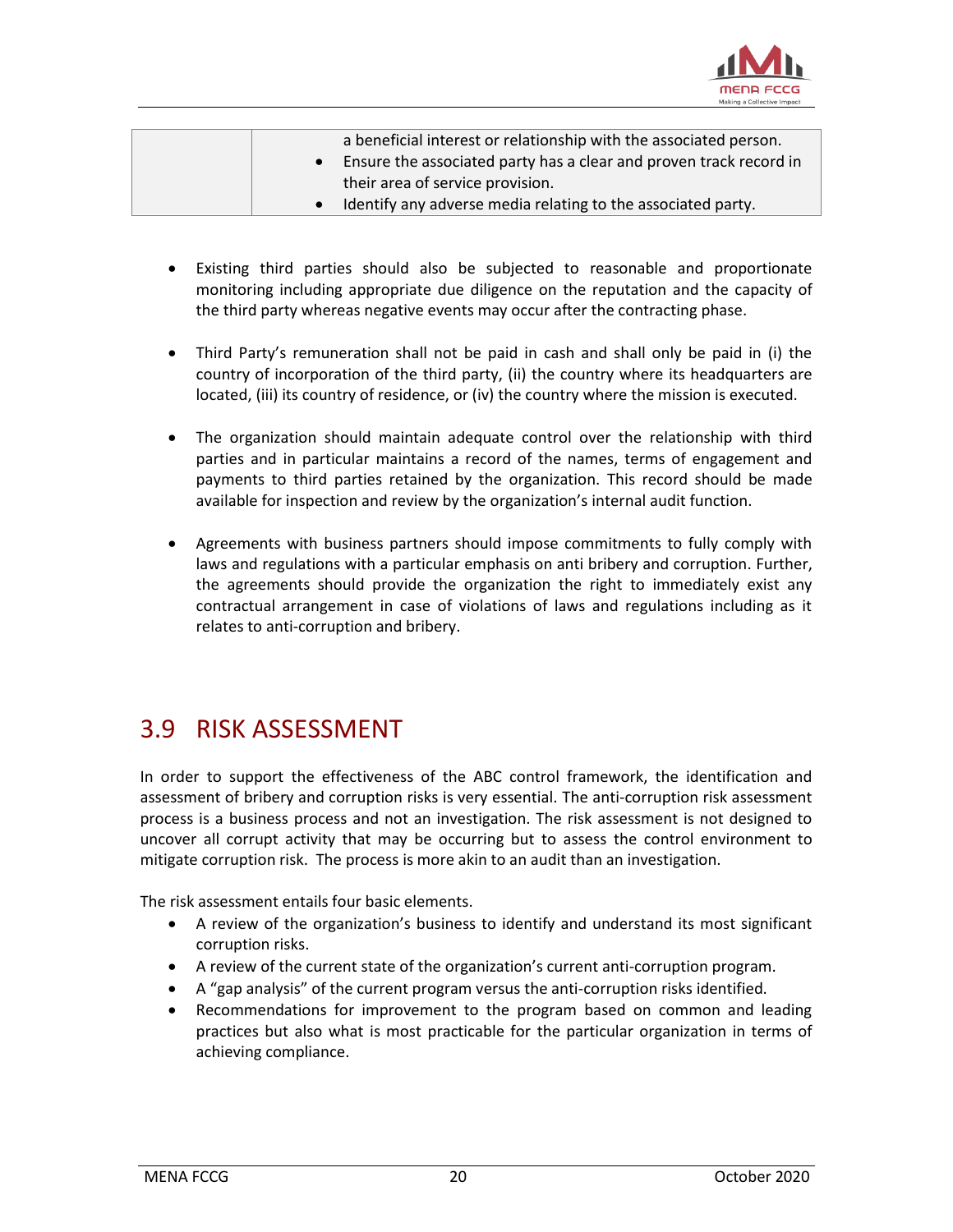| | |
|---|---|
| | a beneficial interest or relationship with the associated person.<br>• Ensure the associated party has a clear and proven track record in their area of service provision.<br>• Identify any adverse media relating to the associated party. |

- Existing third parties should also be subjected to reasonable and proportionate monitoring including appropriate due diligence on the reputation and the capacity of the third party whereas negative events may occur after the contracting phase.

- Third Party's remuneration shall not be paid in cash and shall only be paid in (i) the country of incorporation of the third party, (ii) the country where its headquarters are located, (iii) its country of residence, or (iv) the country where the mission is executed.

- The organization should maintain adequate control over the relationship with third parties and in particular maintains a record of the names, terms of engagement and payments to third parties retained by the organization. This record should be made available for inspection and review by the organization's internal audit function.

- Agreements with business partners should impose commitments to fully comply with laws and regulations with a particular emphasis on anti bribery and corruption. Further, the agreements should provide the organization the right to immediately exist any contractual arrangement in case of violations of laws and regulations including as it relates to anti-corruption and bribery.

## 3.9 RISK ASSESSMENT

In order to support the effectiveness of the ABC control framework, the identification and assessment of bribery and corruption risks is very essential. The anti-corruption risk assessment process is a business process and not an investigation. The risk assessment is not designed to uncover all corrupt activity that may be occurring but to assess the control environment to mitigate corruption risk. The process is more akin to an audit than an investigation.

The risk assessment entails four basic elements.

- A review of the organization's business to identify and understand its most significant corruption risks.
- A review of the current state of the organization's current anti-corruption program.
- A "gap analysis" of the current program versus the anti-corruption risks identified.
- Recommendations for improvement to the program based on common and leading practices but also what is most practicable for the particular organization in terms of achieving compliance.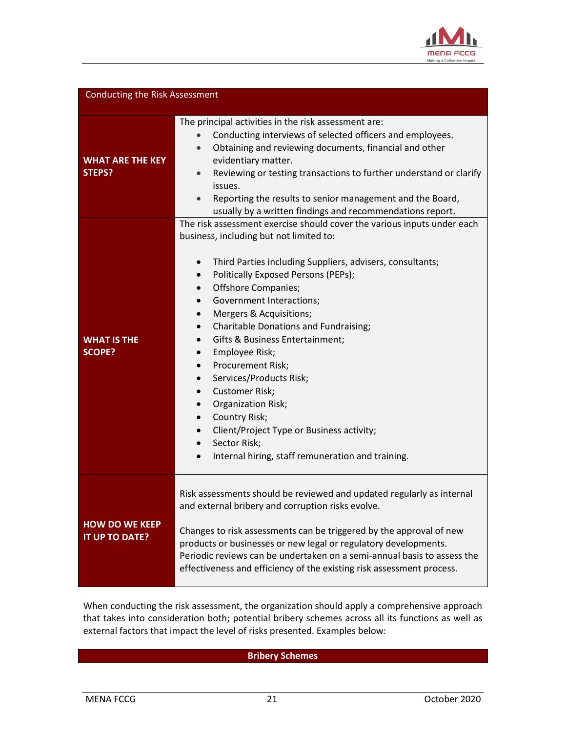| Conducting the Risk Assessment | |
|---|---|
| **WHAT ARE THE KEY STEPS?** | The principal activities in the risk assessment are:<br>• Conducting interviews of selected officers and employees.<br>• Obtaining and reviewing documents, financial and other evidentiary matter.<br>• Reviewing or testing transactions to further understand or clarify issues.<br>• Reporting the results to senior management and the Board, usually by a written findings and recommendations report. |
| **WHAT IS THE SCOPE?** | The risk assessment exercise should cover the various inputs under each business, including but not limited to:<br>• Third Parties including Suppliers, advisers, consultants;<br>• Politically Exposed Persons (PEPs);<br>• Offshore Companies;<br>• Government Interactions;<br>• Mergers & Acquisitions;<br>• Charitable Donations and Fundraising;<br>• Gifts & Business Entertainment;<br>• Employee Risk;<br>• Procurement Risk;<br>• Services/Products Risk;<br>• Customer Risk;<br>• Organization Risk;<br>• Country Risk;<br>• Client/Project Type or Business activity;<br>• Sector Risk;<br>• Internal hiring, staff remuneration and training. |
| **HOW DO WE KEEP IT UP TO DATE?** | Risk assessments should be reviewed and updated regularly as internal and external bribery and corruption risks evolve.<br><br>Changes to risk assessments can be triggered by the approval of new products or businesses or new legal or regulatory developments. Periodic reviews can be undertaken on a semi-annual basis to assess the effectiveness and efficiency of the existing risk assessment process. |

When conducting the risk assessment, the organization should apply a comprehensive approach that takes into consideration both; potential bribery schemes across all its functions as well as external factors that impact the level of risks presented. Examples below:

| **Bribery Schemes** |
|---|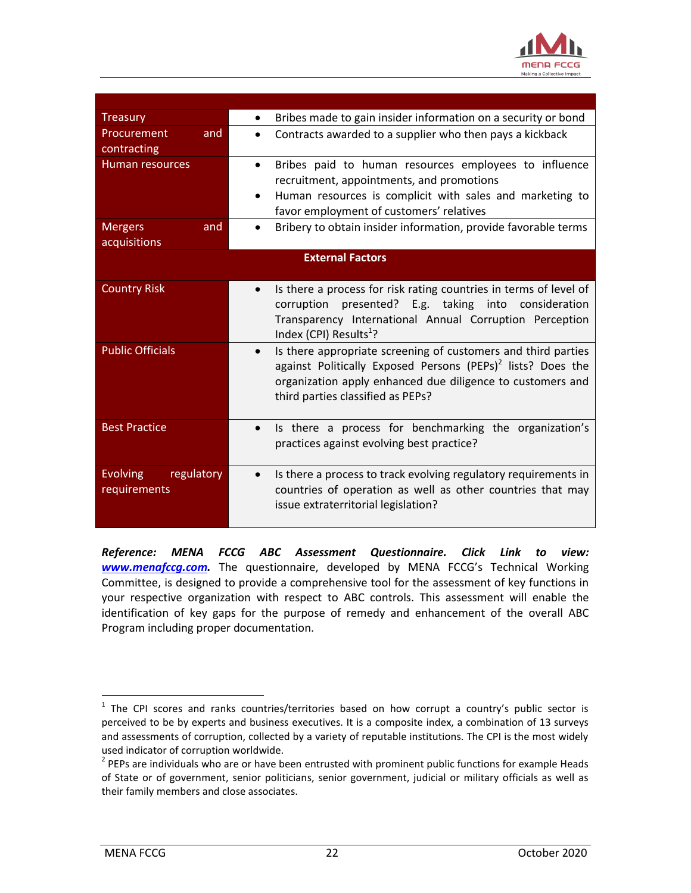| | |
|---|---|
| Treasury | • Bribes made to gain insider information on a security or bond |
| Procurement and contracting | • Contracts awarded to a supplier who then pays a kickback |
| Human resources | • Bribes paid to human resources employees to influence recruitment, appointments, and promotions<br>• Human resources is complicit with sales and marketing to favor employment of customers' relatives |
| Mergers and acquisitions | • Bribery to obtain insider information, provide favorable terms |
| **External Factors** | |
| Country Risk | • Is there a process for risk rating countries in terms of level of corruption presented? E.g. taking into consideration Transparency International Annual Corruption Perception Index (CPI) Results[1]? |
| Public Officials | • Is there appropriate screening of customers and third parties against Politically Exposed Persons (PEPs)[2] lists? Does the organization apply enhanced due diligence to customers and third parties classified as PEPs? |
| Best Practice | • Is there a process for benchmarking the organization's practices against evolving best practice? |
| Evolving regulatory requirements | • Is there a process to track evolving regulatory requirements in countries of operation as well as other countries that may issue extraterritorial legislation? |

***Reference: MENA FCCG ABC Assessment Questionnaire. Click Link to view: www.menafccg.com.*** The questionnaire, developed by MENA FCCG's Technical Working Committee, is designed to provide a comprehensive tool for the assessment of key functions in your respective organization with respect to ABC controls. This assessment will enable the identification of key gaps for the purpose of remedy and enhancement of the overall ABC Program including proper documentation.

[1] The CPI scores and ranks countries/territories based on how corrupt a country's public sector is perceived to be by experts and business executives. It is a composite index, a combination of 13 surveys and assessments of corruption, collected by a variety of reputable institutions. The CPI is the most widely used indicator of corruption worldwide.

[2] PEPs are individuals who are or have been entrusted with prominent public functions for example Heads of State or of government, senior politicians, senior government, judicial or military officials as well as their family members and close associates.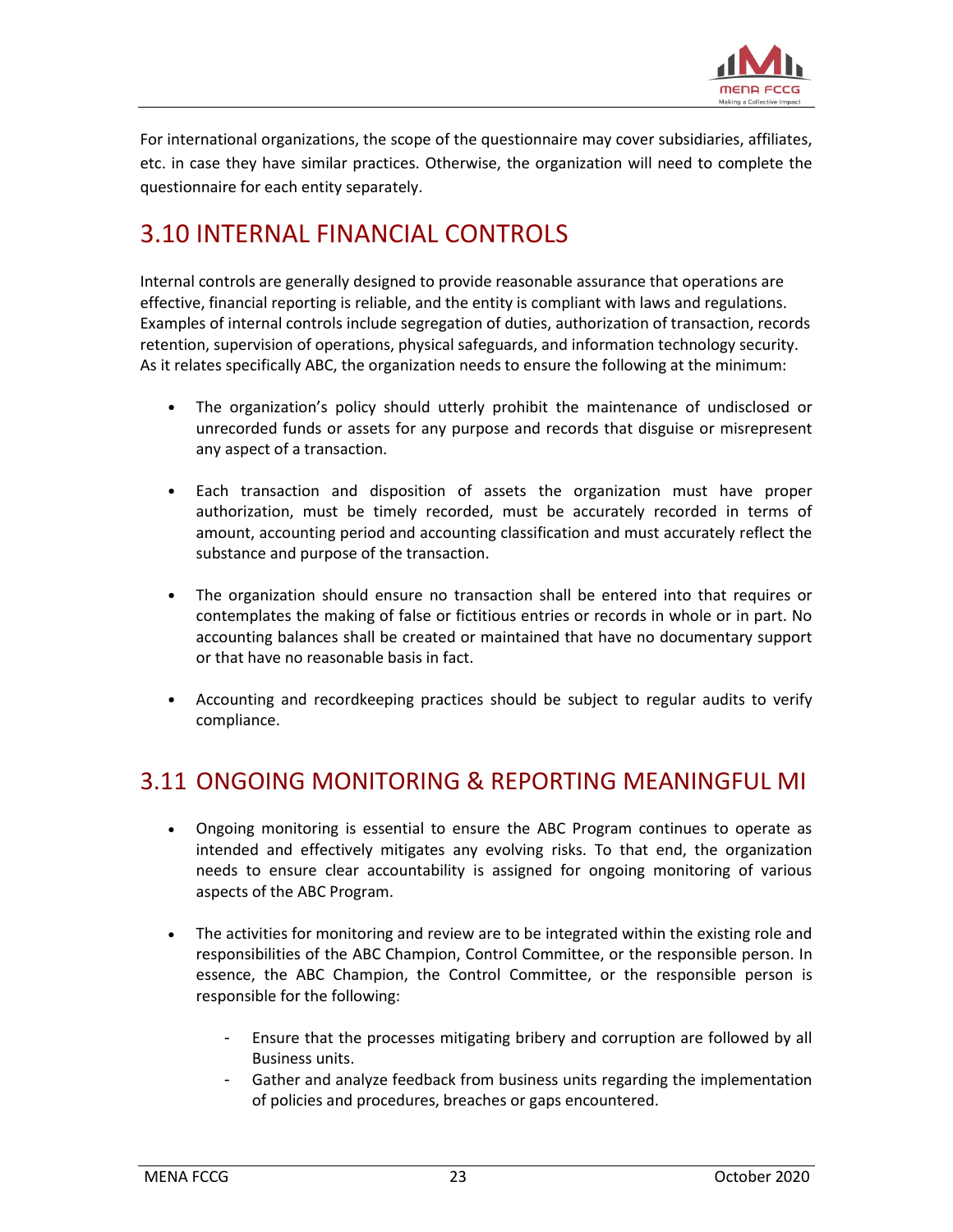For international organizations, the scope of the questionnaire may cover subsidiaries, affiliates, etc. in case they have similar practices. Otherwise, the organization will need to complete the questionnaire for each entity separately.

## 3.10 INTERNAL FINANCIAL CONTROLS

Internal controls are generally designed to provide reasonable assurance that operations are effective, financial reporting is reliable, and the entity is compliant with laws and regulations. Examples of internal controls include segregation of duties, authorization of transaction, records retention, supervision of operations, physical safeguards, and information technology security. As it relates specifically ABC, the organization needs to ensure the following at the minimum:

- The organization's policy should utterly prohibit the maintenance of undisclosed or unrecorded funds or assets for any purpose and records that disguise or misrepresent any aspect of a transaction.

- Each transaction and disposition of assets the organization must have proper authorization, must be timely recorded, must be accurately recorded in terms of amount, accounting period and accounting classification and must accurately reflect the substance and purpose of the transaction.

- The organization should ensure no transaction shall be entered into that requires or contemplates the making of false or fictitious entries or records in whole or in part. No accounting balances shall be created or maintained that have no documentary support or that have no reasonable basis in fact.

- Accounting and recordkeeping practices should be subject to regular audits to verify compliance.

## 3.11 ONGOING MONITORING & REPORTING MEANINGFUL MI

- Ongoing monitoring is essential to ensure the ABC Program continues to operate as intended and effectively mitigates any evolving risks. To that end, the organization needs to ensure clear accountability is assigned for ongoing monitoring of various aspects of the ABC Program.

- The activities for monitoring and review are to be integrated within the existing role and responsibilities of the ABC Champion, Control Committee, or the responsible person. In essence, the ABC Champion, the Control Committee, or the responsible person is responsible for the following:

    - Ensure that the processes mitigating bribery and corruption are followed by all Business units.
    - Gather and analyze feedback from business units regarding the implementation of policies and procedures, breaches or gaps encountered.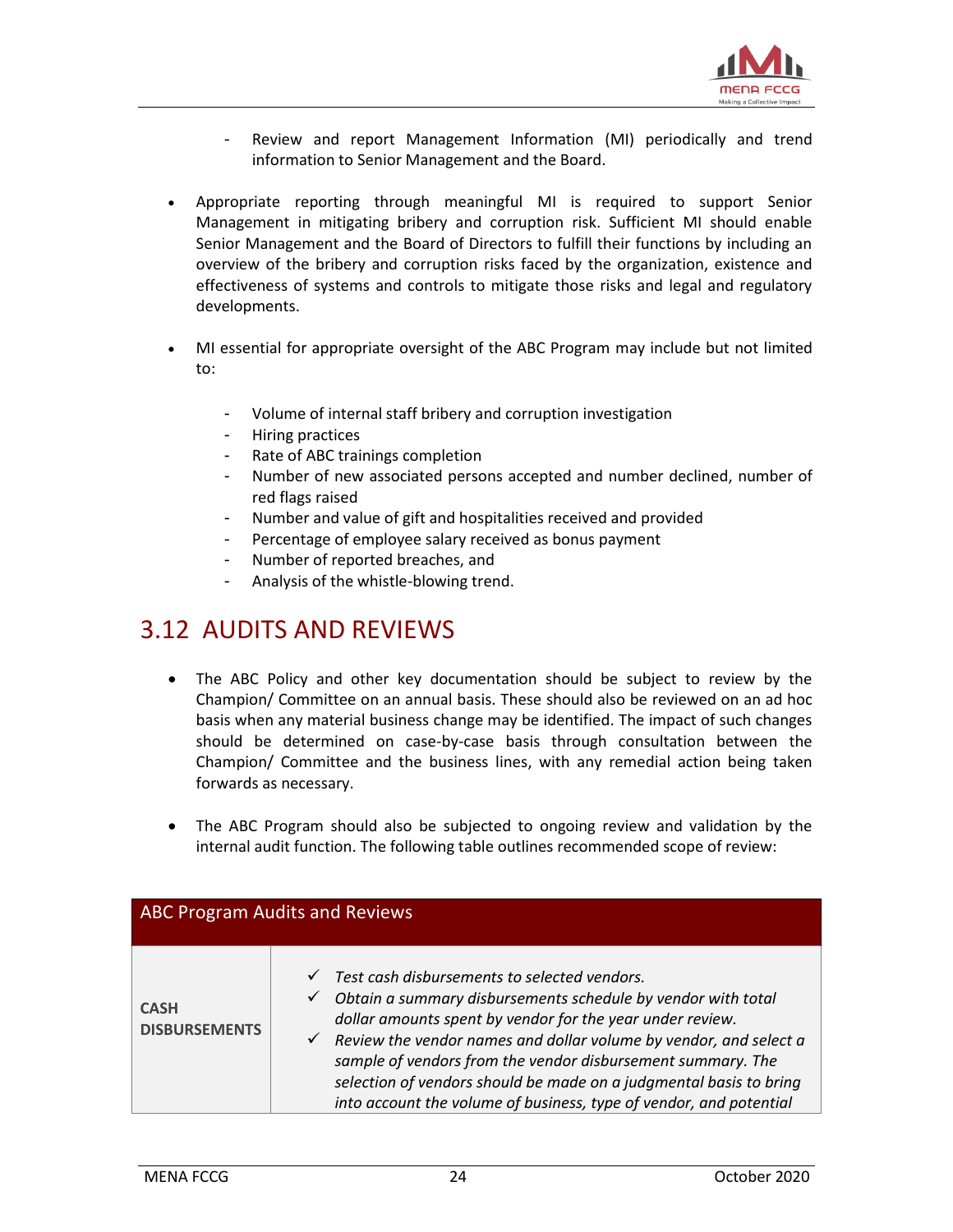- Review and report Management Information (MI) periodically and trend information to Senior Management and the Board.

- Appropriate reporting through meaningful MI is required to support Senior Management in mitigating bribery and corruption risk. Sufficient MI should enable Senior Management and the Board of Directors to fulfill their functions by including an overview of the bribery and corruption risks faced by the organization, existence and effectiveness of systems and controls to mitigate those risks and legal and regulatory developments.

- MI essential for appropriate oversight of the ABC Program may include but not limited to:

  - Volume of internal staff bribery and corruption investigation
  - Hiring practices
  - Rate of ABC trainings completion
  - Number of new associated persons accepted and number declined, number of red flags raised
  - Number and value of gift and hospitalities received and provided
  - Percentage of employee salary received as bonus payment
  - Number of reported breaches, and
  - Analysis of the whistle-blowing trend.

## 3.12 AUDITS AND REVIEWS

- The ABC Policy and other key documentation should be subject to review by the Champion/ Committee on an annual basis. These should also be reviewed on an ad hoc basis when any material business change may be identified. The impact of such changes should be determined on case-by-case basis through consultation between the Champion/ Committee and the business lines, with any remedial action being taken forwards as necessary.

- The ABC Program should also be subjected to ongoing review and validation by the internal audit function. The following table outlines recommended scope of review:

| ABC Program Audits and Reviews | |
|---|---|
| **CASH DISBURSEMENTS** | ✓ *Test cash disbursements to selected vendors.*<br>✓ *Obtain a summary disbursements schedule by vendor with total dollar amounts spent by vendor for the year under review.*<br>✓ *Review the vendor names and dollar volume by vendor, and select a sample of vendors from the vendor disbursement summary. The selection of vendors should be made on a judgmental basis to bring into account the volume of business, type of vendor, and potential* |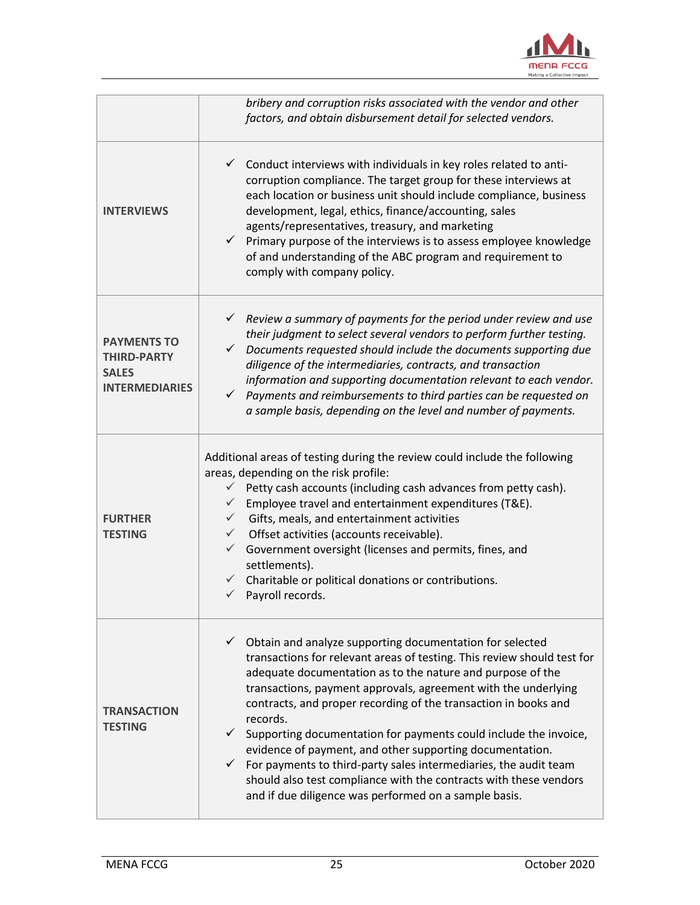| | |
|---|---|
| | *bribery and corruption risks associated with the vendor and other factors, and obtain disbursement detail for selected vendors.* |
| **INTERVIEWS** | ✓ Conduct interviews with individuals in key roles related to anti-corruption compliance. The target group for these interviews at each location or business unit should include compliance, business development, legal, ethics, finance/accounting, sales agents/representatives, treasury, and marketing<br>✓ Primary purpose of the interviews is to assess employee knowledge of and understanding of the ABC program and requirement to comply with company policy. |
| **PAYMENTS TO THIRD-PARTY SALES INTERMEDIARIES** | ✓ *Review a summary of payments for the period under review and use their judgment to select several vendors to perform further testing.*<br>✓ *Documents requested should include the documents supporting due diligence of the intermediaries, contracts, and transaction information and supporting documentation relevant to each vendor.*<br>✓ *Payments and reimbursements to third parties can be requested on a sample basis, depending on the level and number of payments.* |
| **FURTHER TESTING** | Additional areas of testing during the review could include the following areas, depending on the risk profile:<br>✓ Petty cash accounts (including cash advances from petty cash).<br>✓ Employee travel and entertainment expenditures (T&E).<br>✓ Gifts, meals, and entertainment activities<br>✓ Offset activities (accounts receivable).<br>✓ Government oversight (licenses and permits, fines, and settlements).<br>✓ Charitable or political donations or contributions.<br>✓ Payroll records. |
| **TRANSACTION TESTING** | ✓ Obtain and analyze supporting documentation for selected transactions for relevant areas of testing. This review should test for adequate documentation as to the nature and purpose of the transactions, payment approvals, agreement with the underlying contracts, and proper recording of the transaction in books and records.<br>✓ Supporting documentation for payments could include the invoice, evidence of payment, and other supporting documentation.<br>✓ For payments to third-party sales intermediaries, the audit team should also test compliance with the contracts with these vendors and if due diligence was performed on a sample basis. |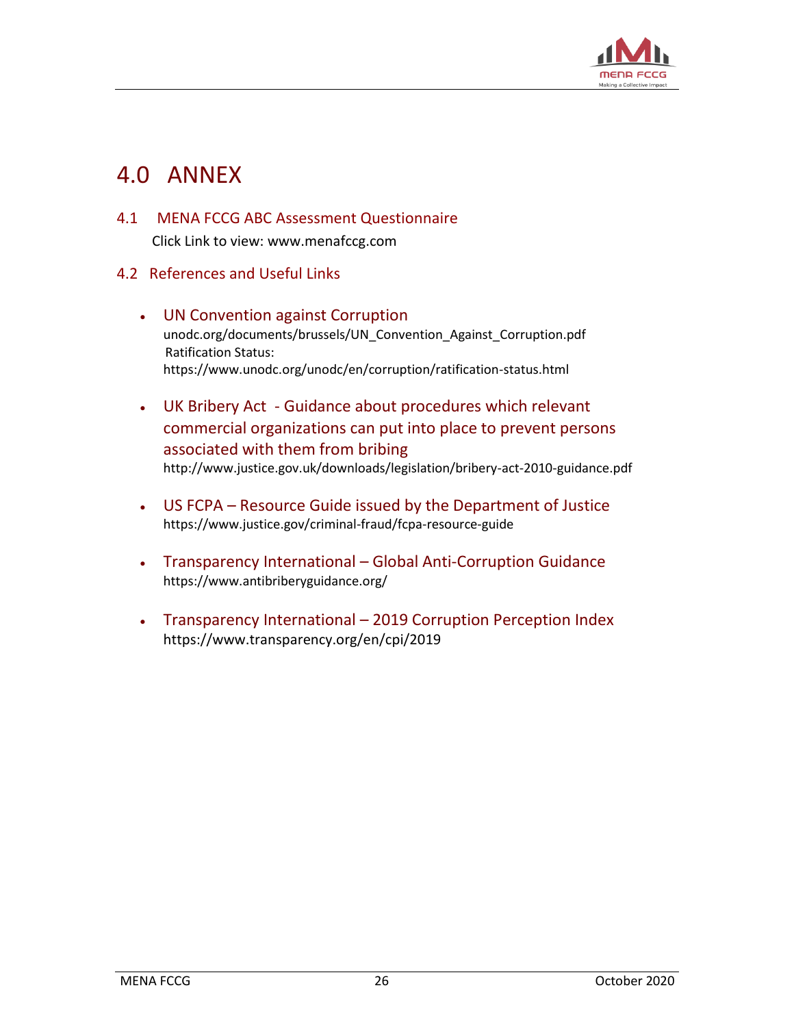# 4.0 ANNEX

## 4.1 MENA FCCG ABC Assessment Questionnaire

Click Link to view: www.menafccg.com

## 4.2 References and Useful Links

- UN Convention against Corruption
  unodc.org/documents/brussels/UN_Convention_Against_Corruption.pdf
  Ratification Status:
  https://www.unodc.org/unodc/en/corruption/ratification-status.html

- UK Bribery Act - Guidance about procedures which relevant commercial organizations can put into place to prevent persons associated with them from bribing
  http://www.justice.gov.uk/downloads/legislation/bribery-act-2010-guidance.pdf

- US FCPA – Resource Guide issued by the Department of Justice
  https://www.justice.gov/criminal-fraud/fcpa-resource-guide

- Transparency International – Global Anti-Corruption Guidance
  https://www.antibriberyguidance.org/

- Transparency International – 2019 Corruption Perception Index
  https://www.transparency.org/en/cpi/2019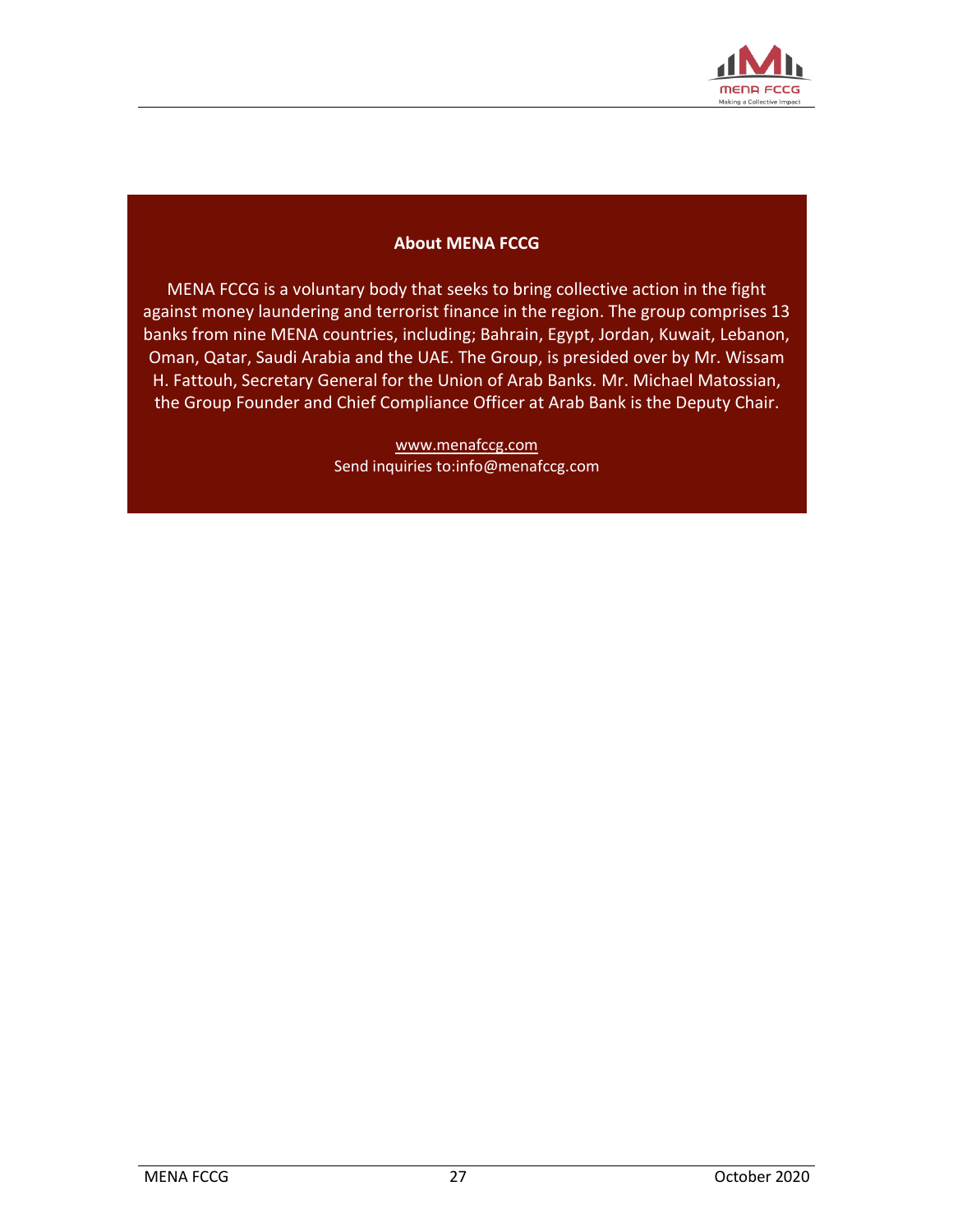**About MENA FCCG**

MENA FCCG is a voluntary body that seeks to bring collective action in the fight against money laundering and terrorist finance in the region. The group comprises 13 banks from nine MENA countries, including; Bahrain, Egypt, Jordan, Kuwait, Lebanon, Oman, Qatar, Saudi Arabia and the UAE. The Group, is presided over by Mr. Wissam H. Fattouh, Secretary General for the Union of Arab Banks. Mr. Michael Matossian, the Group Founder and Chief Compliance Officer at Arab Bank is the Deputy Chair.

www.menafccg.com
Send inquiries to:info@menafccg.com